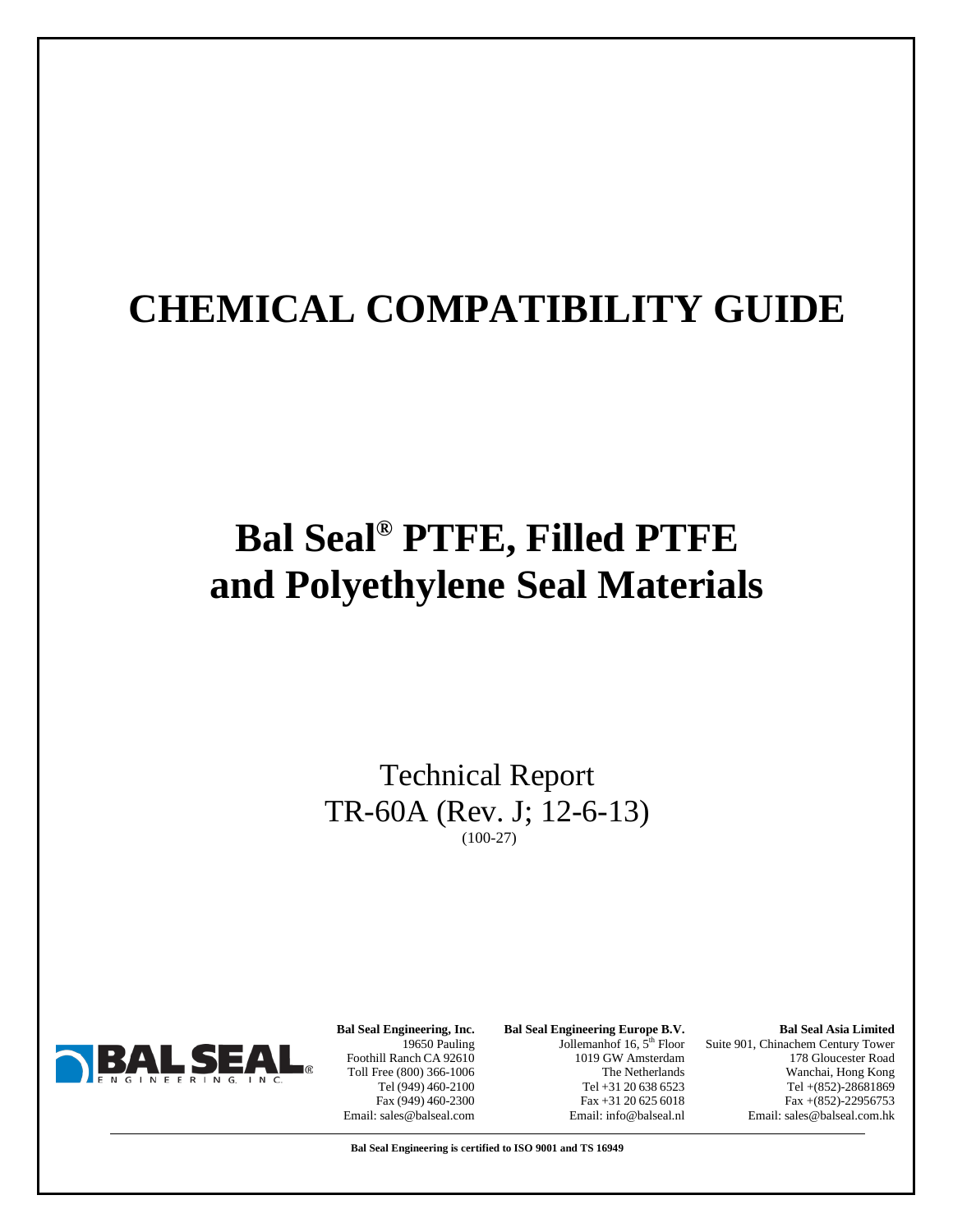# CHEMICAL COMPATIBILITY GUIDE

# Bal Seal® PTFE, Filled PTFE and Polyethylene Seal Materials

Technical Report
TR-60A (Rev. J; 12-6-13)
(100-27)

**Bal Seal Engineering, Inc.**
19650 Pauling
Foothill Ranch CA 92610
Toll Free (800) 366-1006
Tel (949) 460-2100
Fax (949) 460-2300
Email: sales@balseal.com

**Bal Seal Engineering Europe B.V.**
Jollemanhof 16, 5th Floor
1019 GW Amsterdam
The Netherlands
Tel +31 20 638 6523
Fax +31 20 625 6018
Email: info@balseal.nl

**Bal Seal Asia Limited**
Suite 901, Chinachem Century Tower
178 Gloucester Road
Wanchai, Hong Kong
Tel +(852)-28681869
Fax +(852)-22956753
Email: sales@balseal.com.hk

**Bal Seal Engineering is certified to ISO 9001 and TS 16949**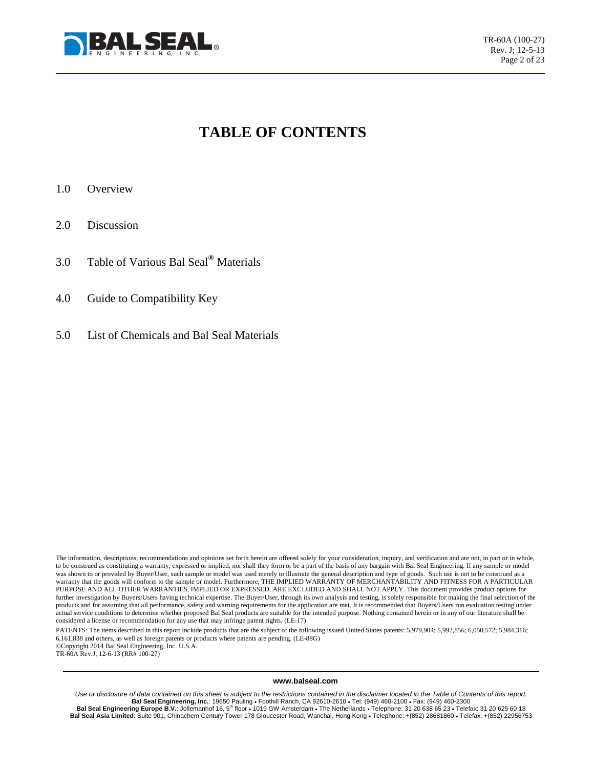# TABLE OF CONTENTS

1.0 Overview

2.0 Discussion

3.0 Table of Various Bal Seal® Materials

4.0 Guide to Compatibility Key

5.0 List of Chemicals and Bal Seal Materials

The information, descriptions, recommendations and opinions set forth herein are offered solely for your consideration, inquiry, and verification and are not, in part or in whole, to be construed as constituting a warranty, expressed or implied, nor shall they form or be a part of the basis of any bargain with Bal Seal Engineering. If any sample or model was shown to or provided by Buyer/User, such sample or model was used merely to illustrate the general description and type of goods. Such use is not to be construed as a warranty that the goods will conform to the sample or model. Furthermore, THE IMPLIED WARRANTY OF MERCHANTABILITY AND FITNESS FOR A PARTICULAR PURPOSE AND ALL OTHER WARRANTIES, IMPLIED OR EXPRESSED, ARE EXCLUDED AND SHALL NOT APPLY. This document provides product options for further investigation by Buyers/Users having technical expertise. The Buyer/User, through its own analysis and testing, is solely responsible for making the final selection of the products and for assuming that all performance, safety and warning requirements for the application are met. It is recommended that Buyers/Users run evaluation testing under actual service conditions to determine whether proposed Bal Seal products are suitable for the intended purpose. Nothing contained herein or in any of our literature shall be considered a license or recommendation for any use that may infringe patent rights. (LE-17)

PATENTS: The items described in this report include products that are the subject of the following issued United States patents: 5,979,904; 5,992,856; 6,050,572; 5,984,316; 6,161,838 and others, as well as foreign patents or products where patents are pending. (LE-88G)

©Copyright 2014 Bal Seal Engineering, Inc. U.S.A.

TR-60A Rev.J, 12-6-13 (RR# 100-27)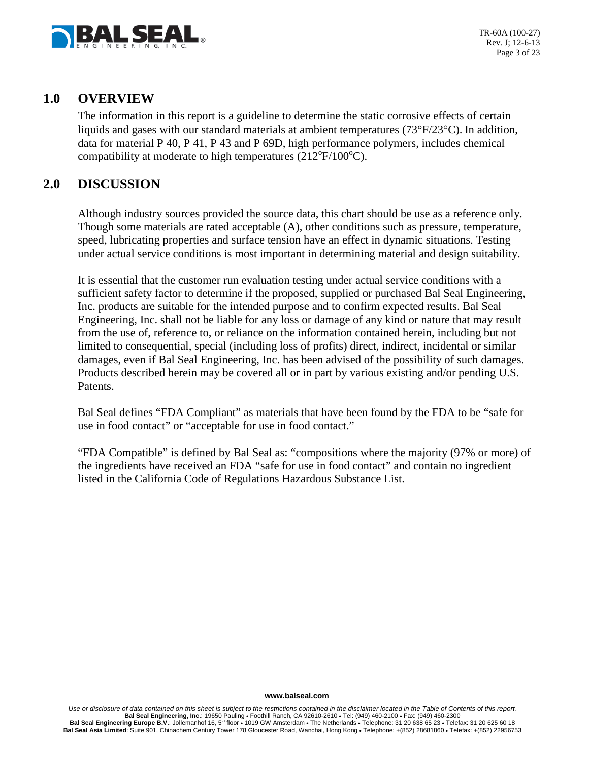## 1.0 OVERVIEW

The information in this report is a guideline to determine the static corrosive effects of certain liquids and gases with our standard materials at ambient temperatures (73°F/23°C). In addition, data for material P 40, P 41, P 43 and P 69D, high performance polymers, includes chemical compatibility at moderate to high temperatures (212°F/100°C).

## 2.0 DISCUSSION

Although industry sources provided the source data, this chart should be use as a reference only. Though some materials are rated acceptable (A), other conditions such as pressure, temperature, speed, lubricating properties and surface tension have an effect in dynamic situations. Testing under actual service conditions is most important in determining material and design suitability.

It is essential that the customer run evaluation testing under actual service conditions with a sufficient safety factor to determine if the proposed, supplied or purchased Bal Seal Engineering, Inc. products are suitable for the intended purpose and to confirm expected results. Bal Seal Engineering, Inc. shall not be liable for any loss or damage of any kind or nature that may result from the use of, reference to, or reliance on the information contained herein, including but not limited to consequential, special (including loss of profits) direct, indirect, incidental or similar damages, even if Bal Seal Engineering, Inc. has been advised of the possibility of such damages. Products described herein may be covered all or in part by various existing and/or pending U.S. Patents.

Bal Seal defines "FDA Compliant" as materials that have been found by the FDA to be "safe for use in food contact" or "acceptable for use in food contact."

"FDA Compatible" is defined by Bal Seal as: "compositions where the majority (97% or more) of the ingredients have received an FDA "safe for use in food contact" and contain no ingredient listed in the California Code of Regulations Hazardous Substance List.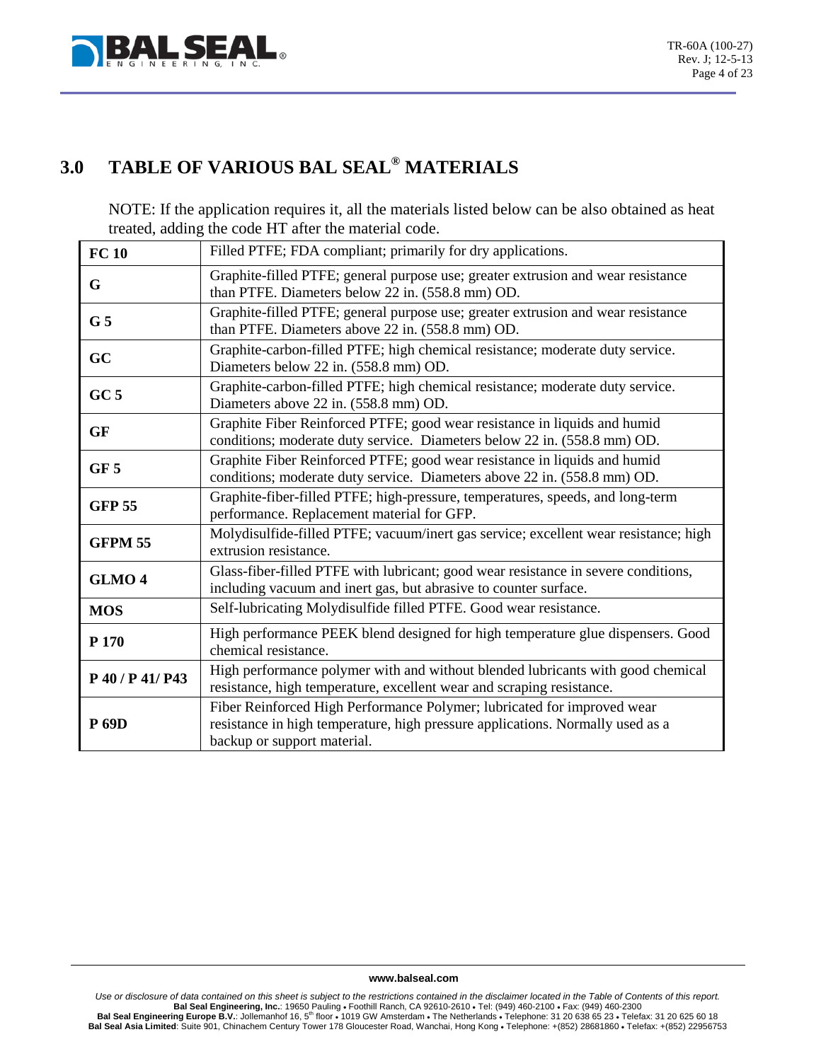# 3.0 TABLE OF VARIOUS BAL SEAL® MATERIALS

NOTE: If the application requires it, all the materials listed below can be also obtained as heat treated, adding the code HT after the material code.

| | |
|---|---|
| **FC 10** | Filled PTFE; FDA compliant; primarily for dry applications. |
| **G** | Graphite-filled PTFE; general purpose use; greater extrusion and wear resistance than PTFE. Diameters below 22 in. (558.8 mm) OD. |
| **G 5** | Graphite-filled PTFE; general purpose use; greater extrusion and wear resistance than PTFE. Diameters above 22 in. (558.8 mm) OD. |
| **GC** | Graphite-carbon-filled PTFE; high chemical resistance; moderate duty service. Diameters below 22 in. (558.8 mm) OD. |
| **GC 5** | Graphite-carbon-filled PTFE; high chemical resistance; moderate duty service. Diameters above 22 in. (558.8 mm) OD. |
| **GF** | Graphite Fiber Reinforced PTFE; good wear resistance in liquids and humid conditions; moderate duty service. Diameters below 22 in. (558.8 mm) OD. |
| **GF 5** | Graphite Fiber Reinforced PTFE; good wear resistance in liquids and humid conditions; moderate duty service. Diameters above 22 in. (558.8 mm) OD. |
| **GFP 55** | Graphite-fiber-filled PTFE; high-pressure, temperatures, speeds, and long-term performance. Replacement material for GFP. |
| **GFPM 55** | Molydisulfide-filled PTFE; vacuum/inert gas service; excellent wear resistance; high extrusion resistance. |
| **GLMO 4** | Glass-fiber-filled PTFE with lubricant; good wear resistance in severe conditions, including vacuum and inert gas, but abrasive to counter surface. |
| **MOS** | Self-lubricating Molydisulfide filled PTFE. Good wear resistance. |
| **P 170** | High performance PEEK blend designed for high temperature glue dispensers. Good chemical resistance. |
| **P 40 / P 41/ P43** | High performance polymer with and without blended lubricants with good chemical resistance, high temperature, excellent wear and scraping resistance. |
| **P 69D** | Fiber Reinforced High Performance Polymer; lubricated for improved wear resistance in high temperature, high pressure applications. Normally used as a backup or support material. |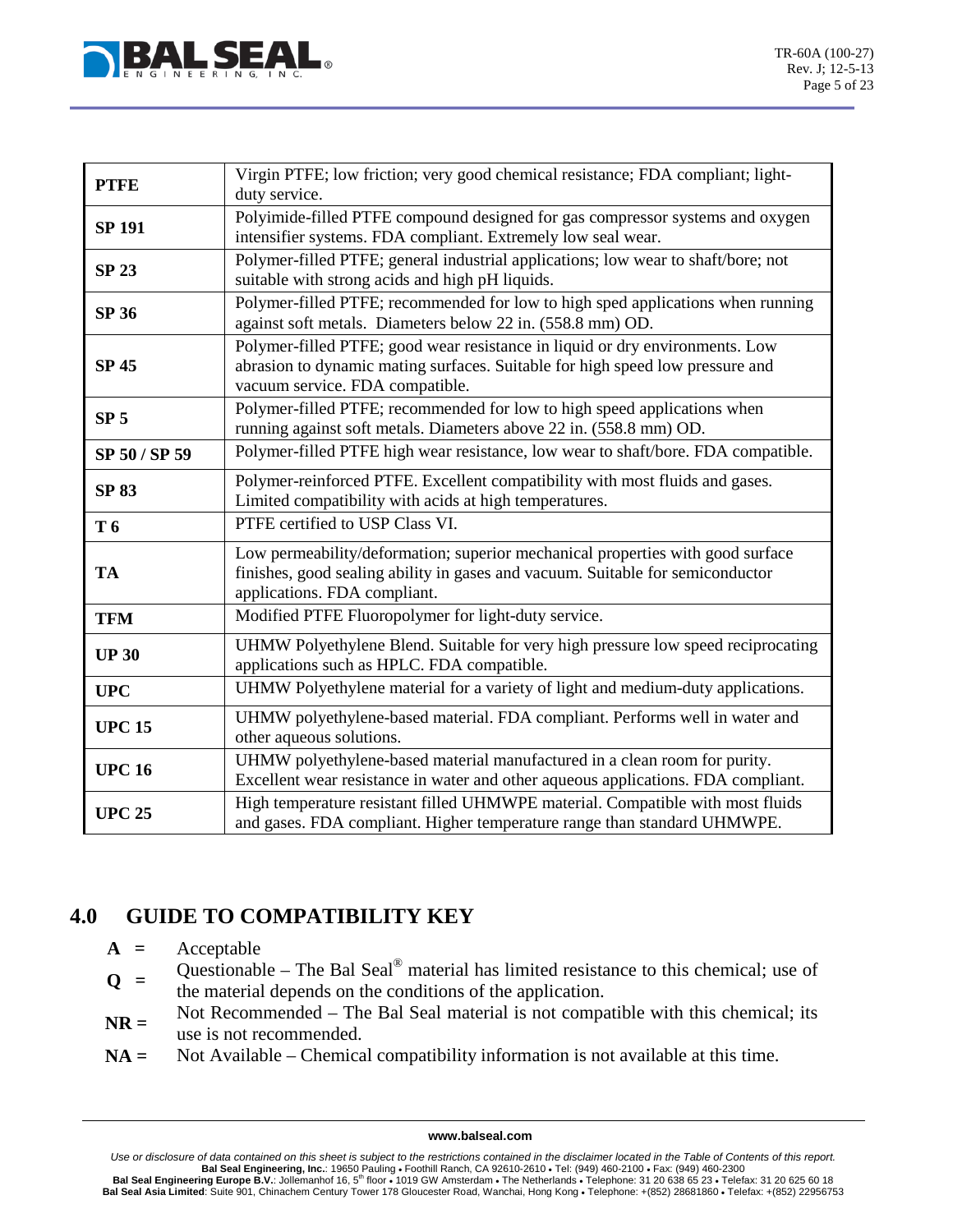| | |
|---|---|
| **PTFE** | Virgin PTFE; low friction; very good chemical resistance; FDA compliant; light-duty service. |
| **SP 191** | Polyimide-filled PTFE compound designed for gas compressor systems and oxygen intensifier systems. FDA compliant. Extremely low seal wear. |
| **SP 23** | Polymer-filled PTFE; general industrial applications; low wear to shaft/bore; not suitable with strong acids and high pH liquids. |
| **SP 36** | Polymer-filled PTFE; recommended for low to high sped applications when running against soft metals. Diameters below 22 in. (558.8 mm) OD. |
| **SP 45** | Polymer-filled PTFE; good wear resistance in liquid or dry environments. Low abrasion to dynamic mating surfaces. Suitable for high speed low pressure and vacuum service. FDA compatible. |
| **SP 5** | Polymer-filled PTFE; recommended for low to high speed applications when running against soft metals. Diameters above 22 in. (558.8 mm) OD. |
| **SP 50 / SP 59** | Polymer-filled PTFE high wear resistance, low wear to shaft/bore. FDA compatible. |
| **SP 83** | Polymer-reinforced PTFE. Excellent compatibility with most fluids and gases. Limited compatibility with acids at high temperatures. |
| **T 6** | PTFE certified to USP Class VI. |
| **TA** | Low permeability/deformation; superior mechanical properties with good surface finishes, good sealing ability in gases and vacuum. Suitable for semiconductor applications. FDA compliant. |
| **TFM** | Modified PTFE Fluoropolymer for light-duty service. |
| **UP 30** | UHMW Polyethylene Blend. Suitable for very high pressure low speed reciprocating applications such as HPLC. FDA compatible. |
| **UPC** | UHMW Polyethylene material for a variety of light and medium-duty applications. |
| **UPC 15** | UHMW polyethylene-based material. FDA compliant. Performs well in water and other aqueous solutions. |
| **UPC 16** | UHMW polyethylene-based material manufactured in a clean room for purity. Excellent wear resistance in water and other aqueous applications. FDA compliant. |
| **UPC 25** | High temperature resistant filled UHMWPE material. Compatible with most fluids and gases. FDA compliant. Higher temperature range than standard UHMWPE. |

## 4.0 GUIDE TO COMPATIBILITY KEY

- **A =** Acceptable
- **Q =** Questionable – The Bal Seal® material has limited resistance to this chemical; use of the material depends on the conditions of the application.
- **NR =** Not Recommended – The Bal Seal material is not compatible with this chemical; its use is not recommended.
- **NA =** Not Available – Chemical compatibility information is not available at this time.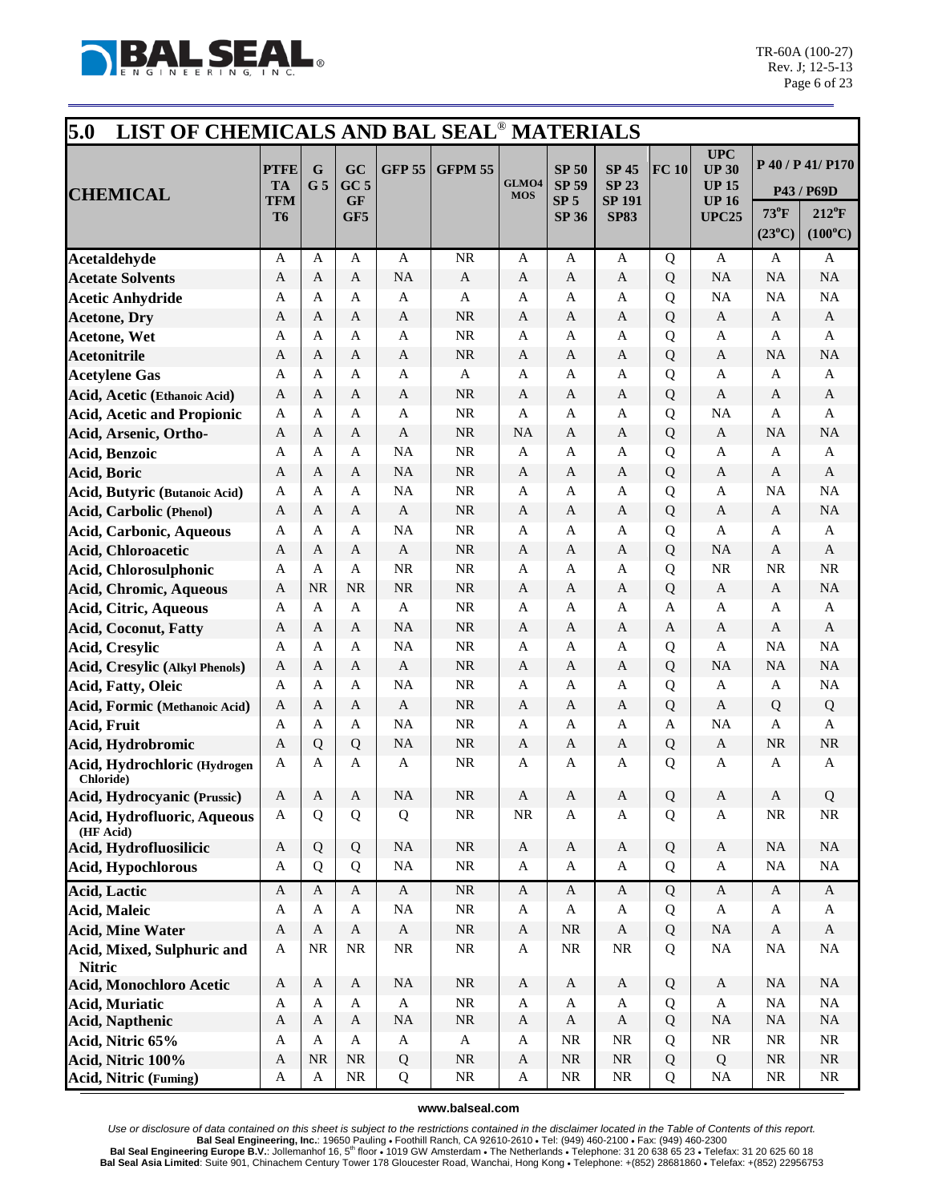## 5.0 LIST OF CHEMICALS AND BAL SEAL® MATERIALS

| CHEMICAL | PTFE TA TFM T6 | G G 5 | GC GC 5 GF GF5 | GFP 55 | GFPM 55 | GLMO4 MOS | SP 50 SP 59 SP 5 SP 36 | SP 45 SP 23 SP 191 SP83 | FC 10 | UPC UP 30 UP 15 UP 16 UPC25 | P 40 / P 41/ P170 P43 / P69D 73°F (23°C) | 212°F (100°C) |
|---|---|---|---|---|---|---|---|---|---|---|---|---|
| **Acetaldehyde** | A | A | A | A | NR | A | A | A | Q | A | A | A |
| **Acetate Solvents** | A | A | A | NA | A | A | A | A | Q | NA | NA | NA |
| **Acetic Anhydride** | A | A | A | A | A | A | A | A | Q | NA | NA | NA |
| **Acetone, Dry** | A | A | A | A | NR | A | A | A | Q | A | A | A |
| **Acetone, Wet** | A | A | A | A | NR | A | A | A | Q | A | A | A |
| **Acetonitrile** | A | A | A | A | NR | A | A | A | Q | A | NA | NA |
| **Acetylene Gas** | A | A | A | A | A | A | A | A | Q | A | A | A |
| **Acid, Acetic (Ethanoic Acid)** | A | A | A | A | NR | A | A | A | Q | A | A | A |
| **Acid, Acetic and Propionic** | A | A | A | A | NR | A | A | A | Q | NA | A | A |
| **Acid, Arsenic, Ortho-** | A | A | A | A | NR | NA | A | A | Q | A | NA | NA |
| **Acid, Benzoic** | A | A | A | NA | NR | A | A | A | Q | A | A | A |
| **Acid, Boric** | A | A | A | NA | NR | A | A | A | Q | A | A | A |
| **Acid, Butyric (Butanoic Acid)** | A | A | A | NA | NR | A | A | A | Q | A | NA | NA |
| **Acid, Carbolic (Phenol)** | A | A | A | A | NR | A | A | A | Q | A | A | NA |
| **Acid, Carbonic, Aqueous** | A | A | A | NA | NR | A | A | A | Q | A | A | A |
| **Acid, Chloroacetic** | A | A | A | A | NR | A | A | A | Q | NA | A | A |
| **Acid, Chlorosulphonic** | A | A | A | NR | NR | A | A | A | Q | NR | NR | NR |
| **Acid, Chromic, Aqueous** | A | NR | NR | NR | NR | A | A | A | Q | A | A | NA |
| **Acid, Citric, Aqueous** | A | A | A | A | NR | A | A | A | A | A | A | A |
| **Acid, Coconut, Fatty** | A | A | A | NA | NR | A | A | A | A | A | A | A |
| **Acid, Cresylic** | A | A | A | NA | NR | A | A | A | Q | A | NA | NA |
| **Acid, Cresylic (Alkyl Phenols)** | A | A | A | A | NR | A | A | A | Q | NA | NA | NA |
| **Acid, Fatty, Oleic** | A | A | A | NA | NR | A | A | A | Q | A | A | NA |
| **Acid, Formic (Methanoic Acid)** | A | A | A | A | NR | A | A | A | Q | A | Q | Q |
| **Acid, Fruit** | A | A | A | NA | NR | A | A | A | A | NA | A | A |
| **Acid, Hydrobromic** | A | Q | Q | NA | NR | A | A | A | Q | A | NR | NR |
| **Acid, Hydrochloric (Hydrogen Chloride)** | A | A | A | A | NR | A | A | A | Q | A | A | A |
| **Acid, Hydrocyanic (Prussic)** | A | A | A | NA | NR | A | A | A | Q | A | A | Q |
| **Acid, Hydrofluoric, Aqueous (HF Acid)** | A | Q | Q | Q | NR | NR | A | A | Q | A | NR | NR |
| **Acid, Hydrofluosilicic** | A | Q | Q | NA | NR | A | A | A | Q | A | NA | NA |
| **Acid, Hypochlorous** | A | Q | Q | NA | NR | A | A | A | Q | A | NA | NA |
| **Acid, Lactic** | A | A | A | A | NR | A | A | A | Q | A | A | A |
| **Acid, Maleic** | A | A | A | NA | NR | A | A | A | Q | A | A | A |
| **Acid, Mine Water** | A | A | A | A | NR | A | NR | A | Q | NA | A | A |
| **Acid, Mixed, Sulphuric and Nitric** | A | NR | NR | NR | NR | A | NR | NR | Q | NA | NA | NA |
| **Acid, Monochloro Acetic** | A | A | A | NA | NR | A | A | A | Q | A | NA | NA |
| **Acid, Muriatic** | A | A | A | A | NR | A | A | A | Q | A | NA | NA |
| **Acid, Napthenic** | A | A | A | NA | NR | A | A | A | Q | NA | NA | NA |
| **Acid, Nitric 65%** | A | A | A | A | A | A | NR | NR | Q | NR | NR | NR |
| **Acid, Nitric 100%** | A | NR | NR | Q | NR | A | NR | NR | Q | Q | NR | NR |
| **Acid, Nitric (Fuming)** | A | A | NR | Q | NR | A | NR | NR | Q | NA | NR | NR |

www.balseal.com

*Use or disclosure of data contained on this sheet is subject to the restrictions contained in the disclaimer located in the Table of Contents of this report.*

**Bal Seal Engineering, Inc.**: 19650 Pauling • Foothill Ranch, CA 92610-2610 • Tel: (949) 460-2100 • Fax: (949) 460-2300
**Bal Seal Engineering Europe B.V.**: Jollemanhof 16, 5th floor • 1019 GW Amsterdam • The Netherlands • Telephone: 31 20 638 65 23 • Telefax: 31 20 625 60 18
**Bal Seal Asia Limited**: Suite 901, Chinachem Century Tower 178 Gloucester Road, Wanchai, Hong Kong • Telephone: +(852) 28681860 • Telefax: +(852) 22956753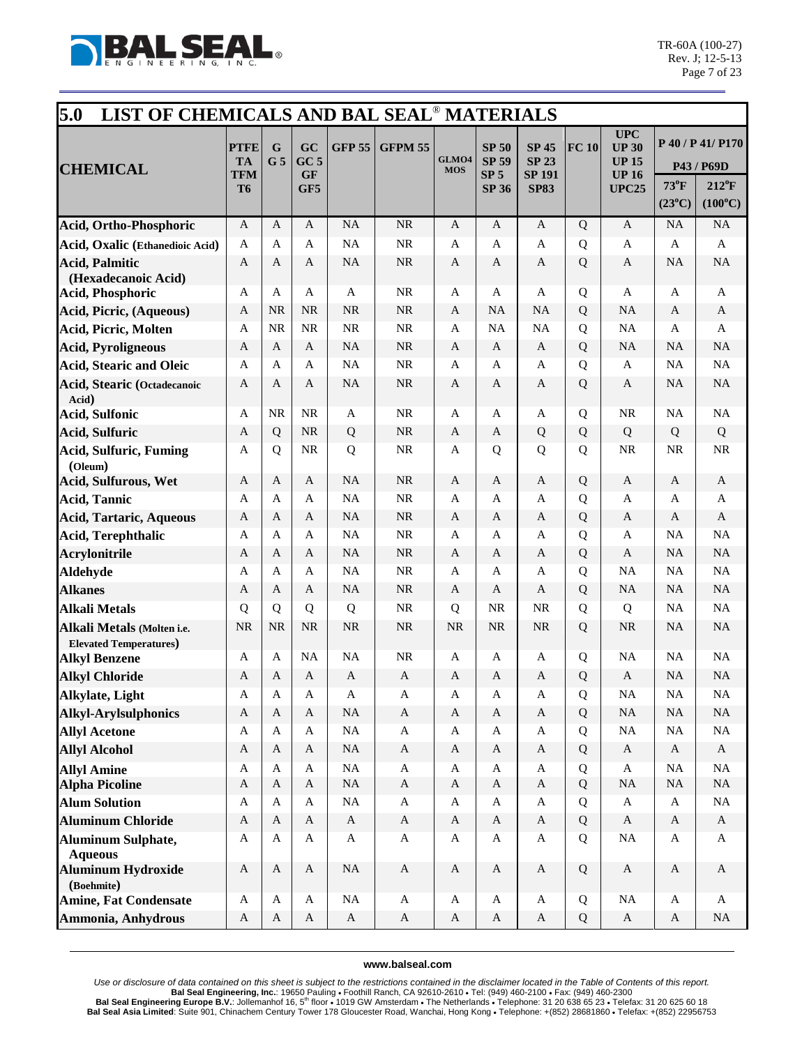## 5.0 LIST OF CHEMICALS AND BAL SEAL® MATERIALS

| CHEMICAL | PTFE TA TFM T6 | G G 5 | GC GC 5 GF GF5 | GFP 55 | GFPM 55 | GLMO4 MOS | SP 50 SP 59 SP 5 SP 36 | SP 45 SP 23 SP 191 SP83 | FC 10 | UPC UP 30 UP 15 UP 16 UPC25 | P 40 / P 41/ P170 P43 / P69D 73°F (23°C) | P 40 / P 41/ P170 P43 / P69D 212°F (100°C) |
|---|---|---|---|---|---|---|---|---|---|---|---|---|
| **Acid, Ortho-Phosphoric** | A | A | A | NA | NR | A | A | A | Q | A | NA | NA |
| **Acid, Oxalic (Ethanedioic Acid)** | A | A | A | NA | NR | A | A | A | Q | A | A | A |
| **Acid, Palmitic (Hexadecanoic Acid)** | A | A | A | NA | NR | A | A | A | Q | A | NA | NA |
| **Acid, Phosphoric** | A | A | A | A | NR | A | A | A | Q | A | A | A |
| **Acid, Picric, (Aqueous)** | A | NR | NR | NR | NR | A | NA | NA | Q | NA | A | A |
| **Acid, Picric, Molten** | A | NR | NR | NR | NR | A | NA | NA | Q | NA | A | A |
| **Acid, Pyroligneous** | A | A | A | NA | NR | A | A | A | Q | NA | NA | NA |
| **Acid, Stearic and Oleic** | A | A | A | NA | NR | A | A | A | Q | A | NA | NA |
| **Acid, Stearic (Octadecanoic Acid)** | A | A | A | NA | NR | A | A | A | Q | A | NA | NA |
| **Acid, Sulfonic** | A | NR | NR | A | NR | A | A | A | Q | NR | NA | NA |
| **Acid, Sulfuric** | A | Q | NR | Q | NR | A | A | Q | Q | Q | Q | Q |
| **Acid, Sulfuric, Fuming (Oleum)** | A | Q | NR | Q | NR | A | Q | Q | Q | NR | NR | NR |
| **Acid, Sulfurous, Wet** | A | A | A | NA | NR | A | A | A | Q | A | A | A |
| **Acid, Tannic** | A | A | A | NA | NR | A | A | A | Q | A | A | A |
| **Acid, Tartaric, Aqueous** | A | A | A | NA | NR | A | A | A | Q | A | A | A |
| **Acid, Terephthalic** | A | A | A | NA | NR | A | A | A | Q | A | NA | NA |
| **Acrylonitrile** | A | A | A | NA | NR | A | A | A | Q | A | NA | NA |
| **Aldehyde** | A | A | A | NA | NR | A | A | A | Q | NA | NA | NA |
| **Alkanes** | A | A | A | NA | NR | A | A | A | Q | NA | NA | NA |
| **Alkali Metals** | Q | Q | Q | Q | NR | Q | NR | NR | Q | Q | NA | NA |
| **Alkali Metals (Molten i.e. Elevated Temperatures)** | NR | NR | NR | NR | NR | NR | NR | NR | Q | NR | NA | NA |
| **Alkyl Benzene** | A | A | NA | NA | NR | A | A | A | Q | NA | NA | NA |
| **Alkyl Chloride** | A | A | A | A | A | A | A | A | Q | A | NA | NA |
| **Alkylate, Light** | A | A | A | A | A | A | A | A | Q | NA | NA | NA |
| **Alkyl-Arylsulphonics** | A | A | A | NA | A | A | A | A | Q | NA | NA | NA |
| **Allyl Acetone** | A | A | A | NA | A | A | A | A | Q | NA | NA | NA |
| **Allyl Alcohol** | A | A | A | NA | A | A | A | A | Q | A | A | A |
| **Allyl Amine** | A | A | A | NA | A | A | A | A | Q | A | NA | NA |
| **Alpha Picoline** | A | A | A | NA | A | A | A | A | Q | NA | NA | NA |
| **Alum Solution** | A | A | A | NA | A | A | A | A | Q | A | A | NA |
| **Aluminum Chloride** | A | A | A | A | A | A | A | A | Q | A | A | A |
| **Aluminum Sulphate, Aqueous** | A | A | A | A | A | A | A | A | Q | NA | A | A |
| **Aluminum Hydroxide (Boehmite)** | A | A | A | NA | A | A | A | A | Q | A | A | A |
| **Amine, Fat Condensate** | A | A | A | NA | A | A | A | A | Q | NA | A | A |
| **Ammonia, Anhydrous** | A | A | A | A | A | A | A | A | Q | A | A | NA |

www.balseal.com

*Use or disclosure of data contained on this sheet is subject to the restrictions contained in the disclaimer located in the Table of Contents of this report.*
**Bal Seal Engineering, Inc.**: 19650 Pauling • Foothill Ranch, CA 92610-2610 • Tel: (949) 460-2100 • Fax: (949) 460-2300
**Bal Seal Engineering Europe B.V.**: Jollemanhof 16, 5th floor • 1019 GW Amsterdam • The Netherlands • Telephone: 31 20 638 65 23 • Telefax: 31 20 625 60 18
**Bal Seal Asia Limited**: Suite 901, Chinachem Century Tower 178 Gloucester Road, Wanchai, Hong Kong • Telephone: +(852) 28681860 • Telefax: +(852) 22956753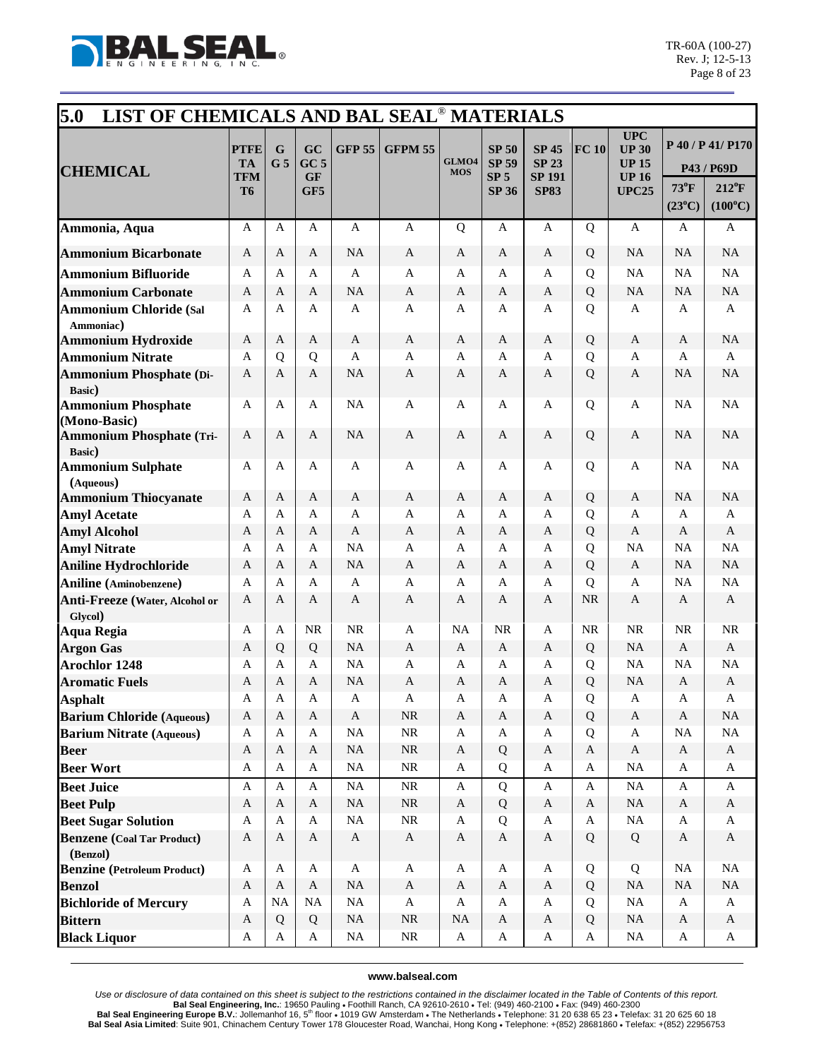## 5.0 LIST OF CHEMICALS AND BAL SEAL® MATERIALS

| CHEMICAL | PTFE TA TFM T6 | G G 5 | GC GC 5 GF GF5 | GFP 55 | GFPM 55 | GLMO4 MOS | SP 50 SP 59 SP 5 SP 36 | SP 45 SP 23 SP 191 SP83 | FC 10 | UPC UP 30 UP 15 UP 16 UPC25 | P 40 / P 41/ P170 P43 / P69D | |
|---|---|---|---|---|---|---|---|---|---|---|---|---|
| | | | | | | | | | | | 73°F (23°C) | 212°F (100°C) |
| **Ammonia, Aqua** | A | A | A | A | A | Q | A | A | Q | A | A | A |
| **Ammonium Bicarbonate** | A | A | A | NA | A | A | A | A | Q | NA | NA | NA |
| **Ammonium Bifluoride** | A | A | A | A | A | A | A | A | Q | NA | NA | NA |
| **Ammonium Carbonate** | A | A | A | NA | A | A | A | A | Q | NA | NA | NA |
| **Ammonium Chloride (Sal Ammoniac)** | A | A | A | A | A | A | A | A | Q | A | A | A |
| **Ammonium Hydroxide** | A | A | A | A | A | A | A | A | Q | A | A | NA |
| **Ammonium Nitrate** | A | Q | Q | A | A | A | A | A | Q | A | A | A |
| **Ammonium Phosphate (Di-Basic)** | A | A | A | NA | A | A | A | A | Q | A | NA | NA |
| **Ammonium Phosphate (Mono-Basic)** | A | A | A | NA | A | A | A | A | Q | A | NA | NA |
| **Ammonium Phosphate (Tri-Basic)** | A | A | A | NA | A | A | A | A | Q | A | NA | NA |
| **Ammonium Sulphate (Aqueous)** | A | A | A | A | A | A | A | A | Q | A | NA | NA |
| **Ammonium Thiocyanate** | A | A | A | A | A | A | A | A | Q | A | NA | NA |
| **Amyl Acetate** | A | A | A | A | A | A | A | A | Q | A | A | A |
| **Amyl Alcohol** | A | A | A | A | A | A | A | A | Q | A | A | A |
| **Amyl Nitrate** | A | A | A | NA | A | A | A | A | Q | NA | NA | NA |
| **Aniline Hydrochloride** | A | A | A | NA | A | A | A | A | Q | A | NA | NA |
| **Aniline (Aminobenzene)** | A | A | A | A | A | A | A | A | Q | A | NA | NA |
| **Anti-Freeze (Water, Alcohol or Glycol)** | A | A | A | A | A | A | A | A | NR | A | A | A |
| **Aqua Regia** | A | A | NR | NR | A | NA | NR | A | NR | NR | NR | NR |
| **Argon Gas** | A | Q | Q | NA | A | A | A | A | Q | NA | A | A |
| **Arochlor 1248** | A | A | A | NA | A | A | A | A | Q | NA | NA | NA |
| **Aromatic Fuels** | A | A | A | NA | A | A | A | A | Q | NA | A | A |
| **Asphalt** | A | A | A | A | A | A | A | A | Q | A | A | A |
| **Barium Chloride (Aqueous)** | A | A | A | A | NR | A | A | A | Q | A | A | NA |
| **Barium Nitrate (Aqueous)** | A | A | A | NA | NR | A | A | A | Q | A | NA | NA |
| **Beer** | A | A | A | NA | NR | A | Q | A | A | A | A | A |
| **Beer Wort** | A | A | A | NA | NR | A | Q | A | A | NA | A | A |
| **Beet Juice** | A | A | A | NA | NR | A | Q | A | A | NA | A | A |
| **Beet Pulp** | A | A | A | NA | NR | A | Q | A | A | NA | A | A |
| **Beet Sugar Solution** | A | A | A | NA | NR | A | Q | A | A | NA | A | A |
| **Benzene (Coal Tar Product) (Benzol)** | A | A | A | A | A | A | A | A | Q | Q | A | A |
| **Benzine (Petroleum Product)** | A | A | A | A | A | A | A | A | Q | Q | NA | NA |
| **Benzol** | A | A | A | NA | A | A | A | A | Q | NA | NA | NA |
| **Bichloride of Mercury** | A | NA | NA | NA | A | A | A | A | Q | NA | A | A |
| **Bittern** | A | Q | Q | NA | NR | NA | A | A | Q | NA | A | A |
| **Black Liquor** | A | A | A | NA | NR | A | A | A | A | NA | A | A |

www.balseal.com

*Use or disclosure of data contained on this sheet is subject to the restrictions contained in the disclaimer located in the Table of Contents of this report.*
**Bal Seal Engineering, Inc.**: 19650 Pauling • Foothill Ranch, CA 92610-2610 • Tel: (949) 460-2100 • Fax: (949) 460-2300
**Bal Seal Engineering Europe B.V.**: Jollemanhof 16, 5th floor • 1019 GW Amsterdam • The Netherlands • Telephone: 31 20 638 65 23 • Telefax: 31 20 625 60 18
**Bal Seal Asia Limited**: Suite 901, Chinachem Century Tower 178 Gloucester Road, Wanchai, Hong Kong • Telephone: +(852) 28681860 • Telefax: +(852) 22956753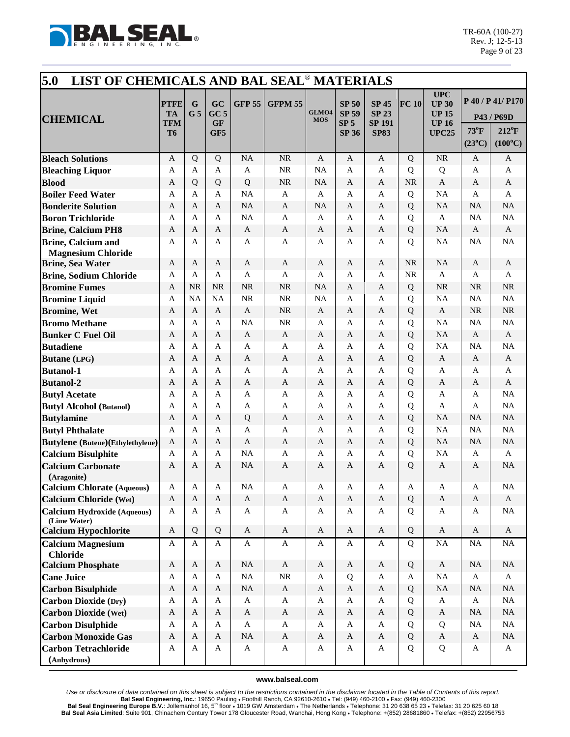## 5.0 LIST OF CHEMICALS AND BAL SEAL® MATERIALS

| CHEMICAL | PTFE TA TFM T6 | G G 5 | GC GC 5 GF GF5 | GFP 55 | GFPM 55 | GLMO4 MOS | SP 50 SP 59 SP 5 SP 36 | SP 45 SP 23 SP 191 SP83 | FC 10 | UPC UP 30 UP 15 UP 16 UPC25 | P 40 / P 41/ P170 P43 / P69D | |
|---|---|---|---|---|---|---|---|---|---|---|---|---|
| | | | | | | | | | | | 73°F (23°C) | 212°F (100°C) |
| **Bleach Solutions** | A | Q | Q | NA | NR | A | A | A | Q | NR | A | A |
| **Bleaching Liquor** | A | A | A | A | NR | NA | A | A | Q | Q | A | A |
| **Blood** | A | Q | Q | Q | NR | NA | A | A | NR | A | A | A |
| **Boiler Feed Water** | A | A | A | NA | A | A | A | A | Q | NA | A | A |
| **Bonderite Solution** | A | A | A | NA | A | NA | A | A | Q | NA | NA | NA |
| **Boron Trichloride** | A | A | A | NA | A | A | A | A | Q | A | NA | NA |
| **Brine, Calcium PH8** | A | A | A | A | A | A | A | A | Q | NA | A | A |
| **Brine, Calcium and Magnesium Chloride** | A | A | A | A | A | A | A | A | Q | NA | NA | NA |
| **Brine, Sea Water** | A | A | A | A | A | A | A | A | NR | NA | A | A |
| **Brine, Sodium Chloride** | A | A | A | A | A | A | A | A | NR | A | A | A |
| **Bromine Fumes** | A | NR | NR | NR | NR | NA | A | A | Q | NR | NR | NR |
| **Bromine Liquid** | A | NA | NA | NR | NR | NA | A | A | Q | NA | NA | NA |
| **Bromine, Wet** | A | A | A | A | NR | A | A | A | Q | A | NR | NR |
| **Bromo Methane** | A | A | A | NA | NR | A | A | A | Q | NA | NA | NA |
| **Bunker C Fuel Oil** | A | A | A | A | A | A | A | A | Q | NA | A | A |
| **Butadiene** | A | A | A | A | A | A | A | A | Q | NA | NA | NA |
| **Butane (LPG)** | A | A | A | A | A | A | A | A | Q | A | A | A |
| **Butanol-1** | A | A | A | A | A | A | A | A | Q | A | A | A |
| **Butanol-2** | A | A | A | A | A | A | A | A | Q | A | A | A |
| **Butyl Acetate** | A | A | A | A | A | A | A | A | Q | A | A | NA |
| **Butyl Alcohol (Butanol)** | A | A | A | A | A | A | A | A | Q | A | A | NA |
| **Butylamine** | A | A | A | Q | A | A | A | A | Q | NA | NA | NA |
| **Butyl Phthalate** | A | A | A | A | A | A | A | A | Q | NA | NA | NA |
| **Butylene (Butene)(Ethylethylene)** | A | A | A | A | A | A | A | A | Q | NA | NA | NA |
| **Calcium Bisulphite** | A | A | A | NA | A | A | A | A | Q | NA | A | A |
| **Calcium Carbonate (Aragonite)** | A | A | A | NA | A | A | A | A | Q | A | A | NA |
| **Calcium Chlorate (Aqueous)** | A | A | A | NA | A | A | A | A | A | A | A | NA |
| **Calcium Chloride (Wet)** | A | A | A | A | A | A | A | A | Q | A | A | A |
| **Calcium Hydroxide (Aqueous) (Lime Water)** | A | A | A | A | A | A | A | A | Q | A | A | NA |
| **Calcium Hypochlorite** | A | Q | Q | A | A | A | A | A | Q | A | A | A |
| **Calcium Magnesium Chloride** | A | A | A | A | A | A | A | A | Q | NA | NA | NA |
| **Calcium Phosphate** | A | A | A | NA | A | A | A | A | Q | A | NA | NA |
| **Cane Juice** | A | A | A | NA | NR | A | Q | A | A | NA | A | A |
| **Carbon Bisulphide** | A | A | A | NA | A | A | A | A | Q | NA | NA | NA |
| **Carbon Dioxide (Dry)** | A | A | A | A | A | A | A | A | Q | A | A | NA |
| **Carbon Dioxide (Wet)** | A | A | A | A | A | A | A | A | Q | A | NA | NA |
| **Carbon Disulphide** | A | A | A | A | A | A | A | A | Q | Q | NA | NA |
| **Carbon Monoxide Gas** | A | A | A | NA | A | A | A | A | Q | A | A | NA |
| **Carbon Tetrachloride (Anhydrous)** | A | A | A | A | A | A | A | A | Q | Q | A | A |

www.balseal.com

*Use or disclosure of data contained on this sheet is subject to the restrictions contained in the disclaimer located in the Table of Contents of this report.*
**Bal Seal Engineering, Inc.**: 19650 Pauling • Foothill Ranch, CA 92610-2610 • Tel: (949) 460-2100 • Fax: (949) 460-2300
**Bal Seal Engineering Europe B.V.**: Jollemanhof 16, 5th floor • 1019 GW Amsterdam • The Netherlands • Telephone: 31 20 638 65 23 • Telefax: 31 20 625 60 18
**Bal Seal Asia Limited**: Suite 901, Chinachem Century Tower 178 Gloucester Road, Wanchai, Hong Kong • Telephone: +(852) 28681860 • Telefax: +(852) 22956753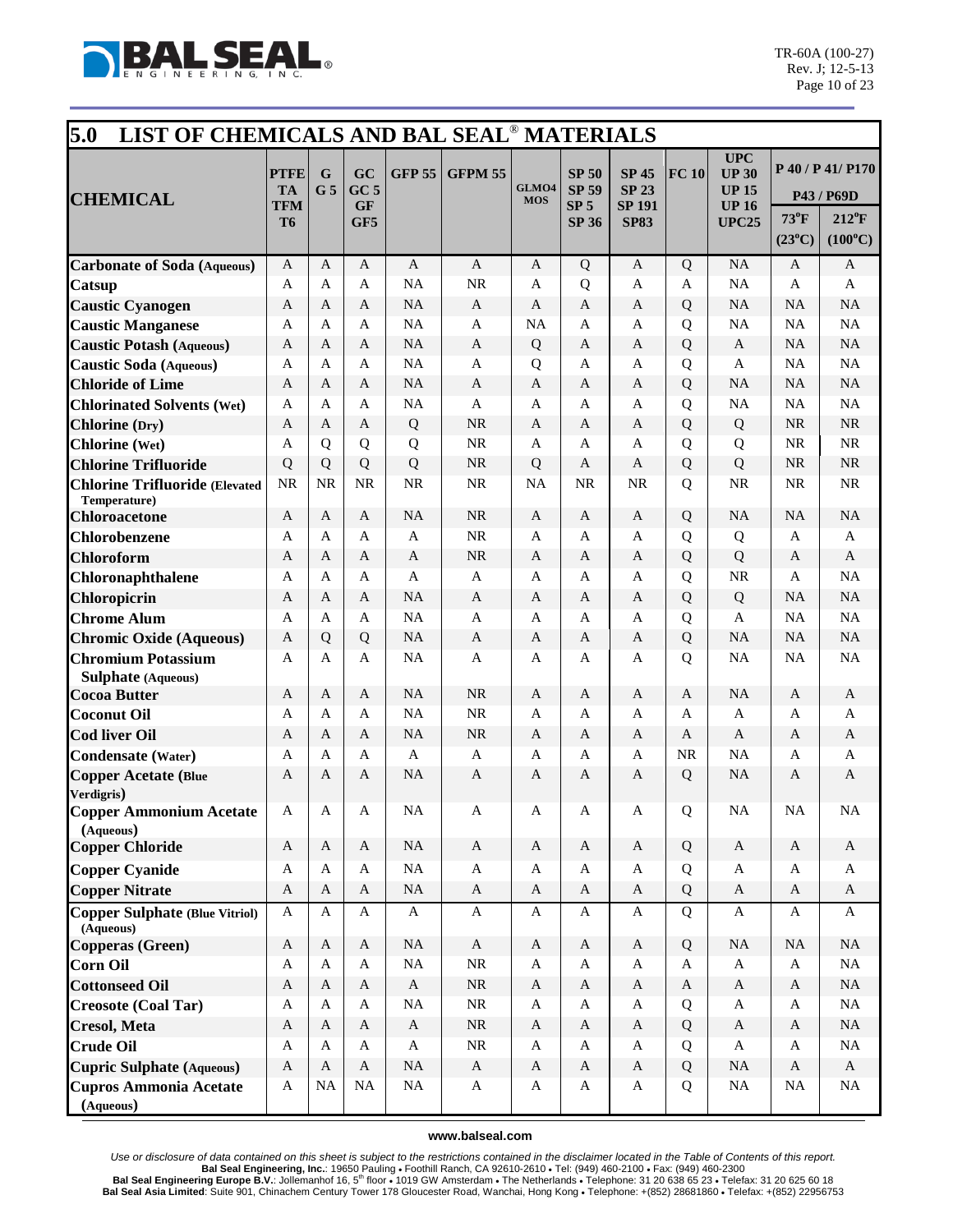## 5.0 LIST OF CHEMICALS AND BAL SEAL® MATERIALS

| CHEMICAL | PTFE TA TFM T6 | G G 5 | GC GC 5 GF GF5 | GFP 55 | GFPM 55 | GLMO4 MOS | SP 50 SP 59 SP 5 SP 36 | SP 45 SP 23 SP 191 SP83 | FC 10 | UPC UP 30 UP 15 UP 16 UPC25 | P 40 / P 41/ P170 P43 / P69D 73°F (23°C) | P 40 / P 41/ P170 P43 / P69D 212°F (100°C) |
|---|---|---|---|---|---|---|---|---|---|---|---|---|
| **Carbonate of Soda (Aqueous)** | A | A | A | A | A | A | Q | A | Q | NA | A | A |
| **Catsup** | A | A | A | NA | NR | A | Q | A | A | NA | A | A |
| **Caustic Cyanogen** | A | A | A | NA | A | A | A | A | Q | NA | NA | NA |
| **Caustic Manganese** | A | A | A | NA | A | NA | A | A | Q | NA | NA | NA |
| **Caustic Potash (Aqueous)** | A | A | A | NA | A | Q | A | A | Q | A | NA | NA |
| **Caustic Soda (Aqueous)** | A | A | A | NA | A | Q | A | A | Q | A | NA | NA |
| **Chloride of Lime** | A | A | A | NA | A | A | A | A | Q | NA | NA | NA |
| **Chlorinated Solvents (Wet)** | A | A | A | NA | A | A | A | A | Q | NA | NA | NA |
| **Chlorine (Dry)** | A | A | A | Q | NR | A | A | A | Q | Q | NR | NR |
| **Chlorine (Wet)** | A | Q | Q | Q | NR | A | A | A | Q | Q | NR | NR |
| **Chlorine Trifluoride** | Q | Q | Q | Q | NR | Q | A | A | Q | Q | NR | NR |
| **Chlorine Trifluoride (Elevated Temperature)** | NR | NR | NR | NR | NR | NA | NR | NR | Q | NR | NR | NR |
| **Chloroacetone** | A | A | A | NA | NR | A | A | A | Q | NA | NA | NA |
| **Chlorobenzene** | A | A | A | A | NR | A | A | A | Q | Q | A | A |
| **Chloroform** | A | A | A | A | NR | A | A | A | Q | Q | A | A |
| **Chloronaphthalene** | A | A | A | A | A | A | A | A | Q | NR | A | NA |
| **Chloropicrin** | A | A | A | NA | A | A | A | A | Q | Q | NA | NA |
| **Chrome Alum** | A | A | A | NA | A | A | A | A | Q | A | NA | NA |
| **Chromic Oxide (Aqueous)** | A | Q | Q | NA | A | A | A | A | Q | NA | NA | NA |
| **Chromium Potassium Sulphate (Aqueous)** | A | A | A | NA | A | A | A | A | Q | NA | NA | NA |
| **Cocoa Butter** | A | A | A | NA | NR | A | A | A | A | NA | A | A |
| **Coconut Oil** | A | A | A | NA | NR | A | A | A | A | A | A | A |
| **Cod liver Oil** | A | A | A | NA | NR | A | A | A | A | A | A | A |
| **Condensate (Water)** | A | A | A | A | A | A | A | A | NR | NA | A | A |
| **Copper Acetate (Blue Verdigris)** | A | A | A | NA | A | A | A | A | Q | NA | A | A |
| **Copper Ammonium Acetate (Aqueous)** | A | A | A | NA | A | A | A | A | Q | NA | NA | NA |
| **Copper Chloride** | A | A | A | NA | A | A | A | A | Q | A | A | A |
| **Copper Cyanide** | A | A | A | NA | A | A | A | A | Q | A | A | A |
| **Copper Nitrate** | A | A | A | NA | A | A | A | A | Q | A | A | A |
| **Copper Sulphate (Blue Vitriol) (Aqueous)** | A | A | A | A | A | A | A | A | Q | A | A | A |
| **Copperas (Green)** | A | A | A | NA | A | A | A | A | Q | NA | NA | NA |
| **Corn Oil** | A | A | A | NA | NR | A | A | A | A | A | A | NA |
| **Cottonseed Oil** | A | A | A | A | NR | A | A | A | A | A | A | NA |
| **Creosote (Coal Tar)** | A | A | A | NA | NR | A | A | A | Q | A | A | NA |
| **Cresol, Meta** | A | A | A | A | NR | A | A | A | Q | A | A | NA |
| **Crude Oil** | A | A | A | A | NR | A | A | A | Q | A | A | NA |
| **Cupric Sulphate (Aqueous)** | A | A | A | NA | A | A | A | A | Q | NA | A | A |
| **Cupros Ammonia Acetate (Aqueous)** | A | NA | NA | NA | A | A | A | A | Q | NA | NA | NA |

www.balseal.com

*Use or disclosure of data contained on this sheet is subject to the restrictions contained in the disclaimer located in the Table of Contents of this report.*
**Bal Seal Engineering, Inc.**: 19650 Pauling • Foothill Ranch, CA 92610-2610 • Tel: (949) 460-2100 • Fax: (949) 460-2300
**Bal Seal Engineering Europe B.V.**: Jollemanhof 16, 5th floor • 1019 GW Amsterdam • The Netherlands • Telephone: 31 20 638 65 23 • Telefax: 31 20 625 60 18
**Bal Seal Asia Limited**: Suite 901, Chinachem Century Tower 178 Gloucester Road, Wanchai, Hong Kong • Telephone: +(852) 28681860 • Telefax: +(852) 22956753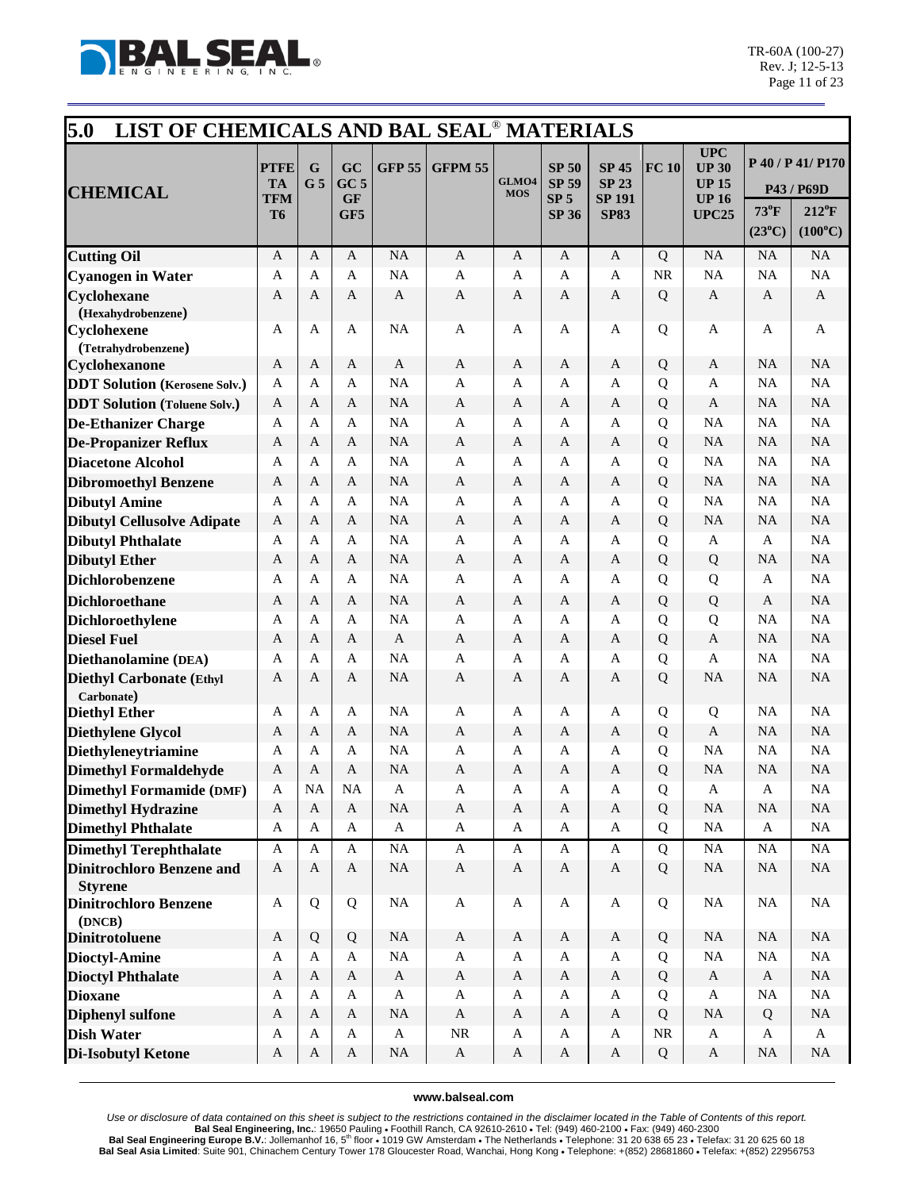## 5.0 LIST OF CHEMICALS AND BAL SEAL® MATERIALS

| CHEMICAL | PTFE TA TFM T6 | G G 5 | GC GC 5 GC 9 GF GF5 | GFP 55 | GFPM 55 | GLMO4 MOS | SP 50 SP 59 SP 5 SP 36 | SP 45 SP 23 SP 191 SP83 | FC 10 | UPC UP 30 UP 15 UP 16 UPC25 | P 40 / P 41/ P170 P43 / P69D 73°F (23°C) | 212°F (100°C) |
|---|---|---|---|---|---|---|---|---|---|---|---|---|
| **Cutting Oil** | A | A | A | NA | A | A | A | A | Q | NA | NA | NA |
| **Cyanogen in Water** | A | A | A | NA | A | A | A | A | NR | NA | NA | NA |
| **Cyclohexane (Hexahydrobenzene)** | A | A | A | A | A | A | A | A | Q | A | A | A |
| **Cyclohexene (Tetrahydrobenzene)** | A | A | A | NA | A | A | A | A | Q | A | A | A |
| **Cyclohexanone** | A | A | A | A | A | A | A | A | Q | A | NA | NA |
| **DDT Solution (Kerosene Solv.)** | A | A | A | NA | A | A | A | A | Q | A | NA | NA |
| **DDT Solution (Toluene Solv.)** | A | A | A | NA | A | A | A | A | Q | A | NA | NA |
| **De-Ethanizer Charge** | A | A | A | NA | A | A | A | A | Q | NA | NA | NA |
| **De-Propanizer Reflux** | A | A | A | NA | A | A | A | A | Q | NA | NA | NA |
| **Diacetone Alcohol** | A | A | A | NA | A | A | A | A | Q | NA | NA | NA |
| **Dibromoethyl Benzene** | A | A | A | NA | A | A | A | A | Q | NA | NA | NA |
| **Dibutyl Amine** | A | A | A | NA | A | A | A | A | Q | NA | NA | NA |
| **Dibutyl Cellusolve Adipate** | A | A | A | NA | A | A | A | A | Q | NA | NA | NA |
| **Dibutyl Phthalate** | A | A | A | NA | A | A | A | A | Q | A | A | NA |
| **Dibutyl Ether** | A | A | A | NA | A | A | A | A | Q | Q | NA | NA |
| **Dichlorobenzene** | A | A | A | NA | A | A | A | A | Q | Q | A | NA |
| **Dichloroethane** | A | A | A | NA | A | A | A | A | Q | Q | A | NA |
| **Dichloroethylene** | A | A | A | NA | A | A | A | A | Q | Q | NA | NA |
| **Diesel Fuel** | A | A | A | A | A | A | A | A | Q | A | NA | NA |
| **Diethanolamine (DEA)** | A | A | A | NA | A | A | A | A | Q | A | NA | NA |
| **Diethyl Carbonate (Ethyl Carbonate)** | A | A | A | NA | A | A | A | A | Q | NA | NA | NA |
| **Diethyl Ether** | A | A | A | NA | A | A | A | A | Q | Q | NA | NA |
| **Diethylene Glycol** | A | A | A | NA | A | A | A | A | Q | A | NA | NA |
| **Diethyleneytriamine** | A | A | A | NA | A | A | A | A | Q | NA | NA | NA |
| **Dimethyl Formaldehyde** | A | A | A | NA | A | A | A | A | Q | NA | NA | NA |
| **Dimethyl Formamide (DMF)** | A | NA | NA | A | A | A | A | A | Q | A | A | NA |
| **Dimethyl Hydrazine** | A | A | A | NA | A | A | A | A | Q | NA | NA | NA |
| **Dimethyl Phthalate** | A | A | A | A | A | A | A | A | Q | NA | A | NA |
| **Dimethyl Terephthalate** | A | A | A | NA | A | A | A | A | Q | NA | NA | NA |
| **Dinitrochloro Benzene and Styrene** | A | A | A | NA | A | A | A | A | Q | NA | NA | NA |
| **Dinitrochloro Benzene (DNCB)** | A | Q | Q | NA | A | A | A | A | Q | NA | NA | NA |
| **Dinitrotoluene** | A | Q | Q | NA | A | A | A | A | Q | NA | NA | NA |
| **Dioctyl-Amine** | A | A | A | NA | A | A | A | A | Q | NA | NA | NA |
| **Dioctyl Phthalate** | A | A | A | A | A | A | A | A | Q | A | A | NA |
| **Dioxane** | A | A | A | A | A | A | A | A | Q | A | NA | NA |
| **Diphenyl sulfone** | A | A | A | NA | A | A | A | A | Q | NA | Q | NA |
| **Dish Water** | A | A | A | A | NR | A | A | A | NR | A | A | A |
| **Di-Isobutyl Ketone** | A | A | A | NA | A | A | A | A | Q | A | NA | NA |

www.balseal.com

*Use or disclosure of data contained on this sheet is subject to the restrictions contained in the disclaimer located in the Table of Contents of this report.*
**Bal Seal Engineering, Inc.**: 19650 Pauling • Foothill Ranch, CA 92610-2610 • Tel: (949) 460-2100 • Fax: (949) 460-2300
**Bal Seal Engineering Europe B.V.**: Jollemanhof 16, 5th floor • 1019 GW Amsterdam • The Netherlands • Telephone: 31 20 638 65 23 • Telefax: 31 20 625 60 18
**Bal Seal Asia Limited**: Suite 901, Chinachem Century Tower 178 Gloucester Road, Wanchai, Hong Kong • Telephone: +(852) 28681860 • Telefax: +(852) 22956753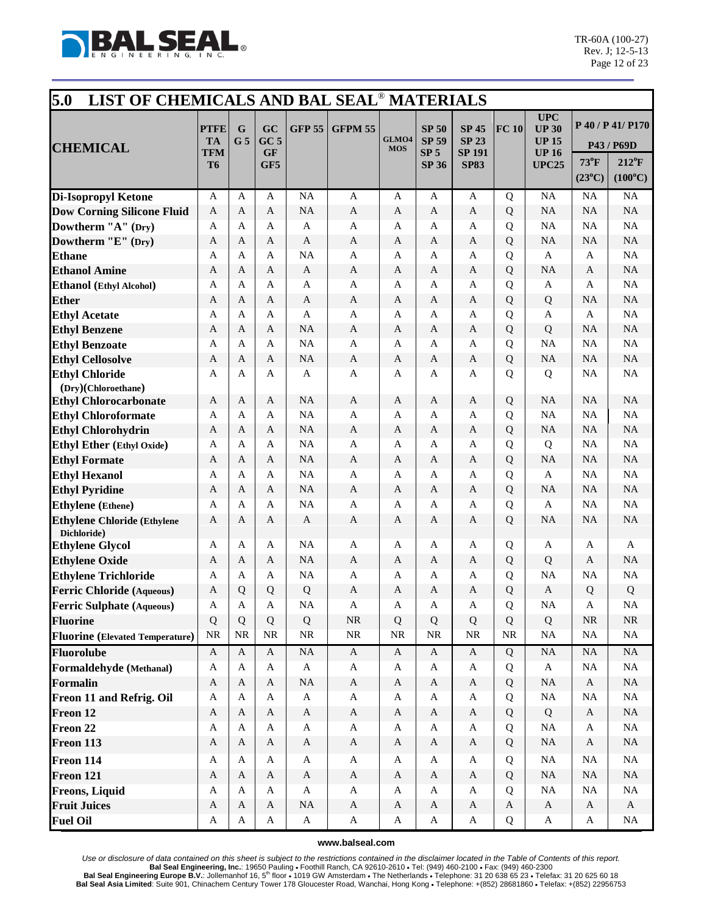## 5.0 LIST OF CHEMICALS AND BAL SEAL® MATERIALS

| CHEMICAL | PTFE TA TFM T6 | G G 5 | GC GC 5 GF GF5 | GFP 55 | GFPM 55 | GLMO4 MOS | SP 50 SP 59 SP 5 SP 36 | SP 45 SP 23 SP 191 SP83 | FC 10 | UPC UP 30 UP 15 UP 16 UPC25 | P 40 / P 41/ P170 P43 / P69D 73°F (23°C) | 212°F (100°C) |
|---|---|---|---|---|---|---|---|---|---|---|---|---|
| **Di-Isopropyl Ketone** | A | A | A | NA | A | A | A | A | Q | NA | NA | NA |
| **Dow Corning Silicone Fluid** | A | A | A | NA | A | A | A | A | Q | NA | NA | NA |
| **Dowtherm "A" (Dry)** | A | A | A | A | A | A | A | A | Q | NA | NA | NA |
| **Dowtherm "E" (Dry)** | A | A | A | A | A | A | A | A | Q | NA | NA | NA |
| **Ethane** | A | A | A | NA | A | A | A | A | Q | A | A | NA |
| **Ethanol Amine** | A | A | A | A | A | A | A | A | Q | NA | A | NA |
| **Ethanol (Ethyl Alcohol)** | A | A | A | A | A | A | A | A | Q | A | A | NA |
| **Ether** | A | A | A | A | A | A | A | A | Q | Q | NA | NA |
| **Ethyl Acetate** | A | A | A | A | A | A | A | A | Q | A | A | NA |
| **Ethyl Benzene** | A | A | A | NA | A | A | A | A | Q | Q | NA | NA |
| **Ethyl Benzoate** | A | A | A | NA | A | A | A | A | Q | NA | NA | NA |
| **Ethyl Cellosolve** | A | A | A | NA | A | A | A | A | Q | NA | NA | NA |
| **Ethyl Chloride (Dry)(Chloroethane)** | A | A | A | A | A | A | A | A | Q | Q | NA | NA |
| **Ethyl Chlorocarbonate** | A | A | A | NA | A | A | A | A | Q | NA | NA | NA |
| **Ethyl Chloroformate** | A | A | A | NA | A | A | A | A | Q | NA | NA | NA |
| **Ethyl Chlorohydrin** | A | A | A | NA | A | A | A | A | Q | NA | NA | NA |
| **Ethyl Ether (Ethyl Oxide)** | A | A | A | NA | A | A | A | A | Q | Q | NA | NA |
| **Ethyl Formate** | A | A | A | NA | A | A | A | A | Q | NA | NA | NA |
| **Ethyl Hexanol** | A | A | A | NA | A | A | A | A | Q | A | NA | NA |
| **Ethyl Pyridine** | A | A | A | NA | A | A | A | A | Q | NA | NA | NA |
| **Ethylene (Ethene)** | A | A | A | NA | A | A | A | A | Q | A | NA | NA |
| **Ethylene Chloride (Ethylene Dichloride)** | A | A | A | A | A | A | A | A | Q | NA | NA | NA |
| **Ethylene Glycol** | A | A | A | NA | A | A | A | A | Q | A | A | A |
| **Ethylene Oxide** | A | A | A | NA | A | A | A | A | Q | Q | A | NA |
| **Ethylene Trichloride** | A | A | A | NA | A | A | A | A | Q | NA | NA | NA |
| **Ferric Chloride (Aqueous)** | A | Q | Q | Q | A | A | A | A | Q | A | Q | Q |
| **Ferric Sulphate (Aqueous)** | A | A | A | NA | A | A | A | A | Q | NA | A | NA |
| **Fluorine** | Q | Q | Q | Q | NR | Q | Q | Q | Q | Q | NR | NR |
| **Fluorine (Elevated Temperature)** | NR | NR | NR | NR | NR | NR | NR | NR | NR | NA | NA | NA |
| **Fluorolube** | A | A | A | NA | A | A | A | A | Q | NA | NA | NA |
| **Formaldehyde (Methanal)** | A | A | A | A | A | A | A | A | Q | A | NA | NA |
| **Formalin** | A | A | A | NA | A | A | A | A | Q | NA | A | NA |
| **Freon 11 and Refrig. Oil** | A | A | A | A | A | A | A | A | Q | NA | NA | NA |
| **Freon 12** | A | A | A | A | A | A | A | A | Q | Q | A | NA |
| **Freon 22** | A | A | A | A | A | A | A | A | Q | NA | A | NA |
| **Freon 113** | A | A | A | A | A | A | A | A | Q | NA | A | NA |
| **Freon 114** | A | A | A | A | A | A | A | A | Q | NA | NA | NA |
| **Freon 121** | A | A | A | A | A | A | A | A | Q | NA | NA | NA |
| **Freons, Liquid** | A | A | A | A | A | A | A | A | Q | NA | NA | NA |
| **Fruit Juices** | A | A | A | NA | A | A | A | A | A | A | A | A |
| **Fuel Oil** | A | A | A | A | A | A | A | A | Q | A | A | NA |

www.balseal.com

*Use or disclosure of data contained on this sheet is subject to the restrictions contained in the disclaimer located in the Table of Contents of this report.*

**Bal Seal Engineering, Inc.**: 19650 Pauling • Foothill Ranch, CA 92610-2610 • Tel: (949) 460-2100 • Fax: (949) 460-2300
**Bal Seal Engineering Europe B.V.**: Jollemanhof 16, 5th floor • 1019 GW Amsterdam • The Netherlands • Telephone: 31 20 638 65 23 • Telefax: 31 20 625 60 18
**Bal Seal Asia Limited**: Suite 901, Chinachem Century Tower 178 Gloucester Road, Wanchai, Hong Kong • Telephone: +(852) 28681860 • Telefax: +(852) 22956753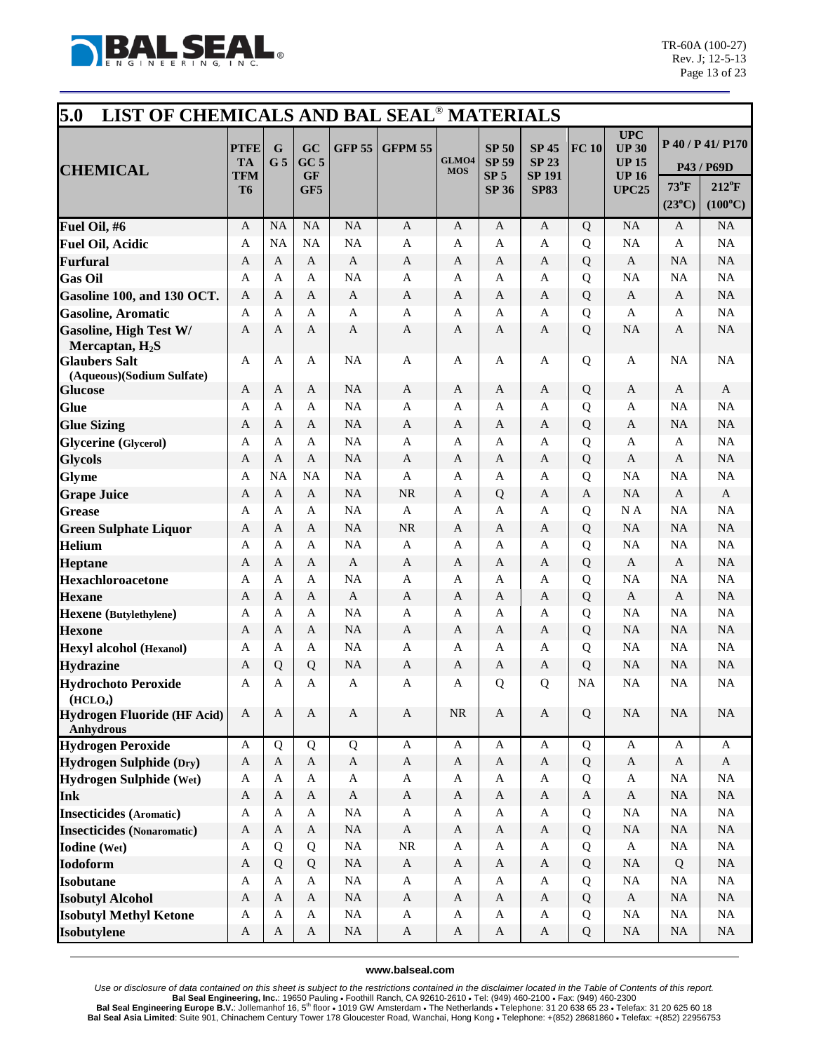## 5.0 LIST OF CHEMICALS AND BAL SEAL® MATERIALS

| CHEMICAL | PTFE TA TFM T6 | G G 5 | GC GC 5 GF GF5 | GFP 55 | GFPM 55 | GLMO4 MOS | SP 50 SP 59 SP 5 SP 36 | SP 45 SP 23 SP 191 SP83 | FC 10 | UPC UP 30 UP 15 UP 16 UPC25 | P 40 / P 41/ P170 P43 / P69D 73°F (23°C) | P 40 / P 41/ P170 P43 / P69D 212°F (100°C) |
|---|---|---|---|---|---|---|---|---|---|---|---|---|
| **Fuel Oil, #6** | A | NA | NA | NA | A | A | A | A | Q | NA | A | NA |
| **Fuel Oil, Acidic** | A | NA | NA | NA | A | A | A | A | Q | NA | A | NA |
| **Furfural** | A | A | A | A | A | A | A | A | Q | A | NA | NA |
| **Gas Oil** | A | A | A | NA | A | A | A | A | Q | NA | NA | NA |
| **Gasoline 100, and 130 OCT.** | A | A | A | A | A | A | A | A | Q | A | A | NA |
| **Gasoline, Aromatic** | A | A | A | A | A | A | A | A | Q | A | A | NA |
| **Gasoline, High Test W/ Mercaptan, $H_2S$** | A | A | A | A | A | A | A | A | Q | NA | A | NA |
| **Glaubers Salt (Aqueous)(Sodium Sulfate)** | A | A | A | NA | A | A | A | A | Q | A | NA | NA |
| **Glucose** | A | A | A | NA | A | A | A | A | Q | A | A | A |
| **Glue** | A | A | A | NA | A | A | A | A | Q | A | NA | NA |
| **Glue Sizing** | A | A | A | NA | A | A | A | A | Q | A | NA | NA |
| **Glycerine (Glycerol)** | A | A | A | NA | A | A | A | A | Q | A | A | NA |
| **Glycols** | A | A | A | NA | A | A | A | A | Q | A | A | NA |
| **Glyme** | A | NA | NA | NA | A | A | A | A | Q | NA | NA | NA |
| **Grape Juice** | A | A | A | NA | NR | A | Q | A | A | NA | A | A |
| **Grease** | A | A | A | NA | A | A | A | A | Q | N A | NA | NA |
| **Green Sulphate Liquor** | A | A | A | NA | NR | A | A | A | Q | NA | NA | NA |
| **Helium** | A | A | A | NA | A | A | A | A | Q | NA | NA | NA |
| **Heptane** | A | A | A | A | A | A | A | A | Q | A | A | NA |
| **Hexachloroacetone** | A | A | A | NA | A | A | A | A | Q | NA | NA | NA |
| **Hexane** | A | A | A | A | A | A | A | A | Q | A | A | NA |
| **Hexene (Butylethylene)** | A | A | A | NA | A | A | A | A | Q | NA | NA | NA |
| **Hexone** | A | A | A | NA | A | A | A | A | Q | NA | NA | NA |
| **Hexyl alcohol (Hexanol)** | A | A | A | NA | A | A | A | A | Q | NA | NA | NA |
| **Hydrazine** | A | Q | Q | NA | A | A | A | A | Q | NA | NA | NA |
| **Hydrochoto Peroxide ($HCLO_4$)** | A | A | A | A | A | A | Q | Q | NA | NA | NA | NA |
| **Hydrogen Fluoride (HF Acid) Anhydrous** | A | A | A | A | A | NR | A | A | Q | NA | NA | NA |
| **Hydrogen Peroxide** | A | Q | Q | Q | A | A | A | A | Q | A | A | A |
| **Hydrogen Sulphide (Dry)** | A | A | A | A | A | A | A | A | Q | A | A | A |
| **Hydrogen Sulphide (Wet)** | A | A | A | A | A | A | A | A | Q | A | NA | NA |
| **Ink** | A | A | A | A | A | A | A | A | A | A | NA | NA |
| **Insecticides (Aromatic)** | A | A | A | NA | A | A | A | A | Q | NA | NA | NA |
| **Insecticides (Nonaromatic)** | A | A | A | NA | A | A | A | A | Q | NA | NA | NA |
| **Iodine (Wet)** | A | Q | Q | NA | NR | A | A | A | Q | A | NA | NA |
| **Iodoform** | A | Q | Q | NA | A | A | A | A | Q | NA | Q | NA |
| **Isobutane** | A | A | A | NA | A | A | A | A | Q | NA | NA | NA |
| **Isobutyl Alcohol** | A | A | A | NA | A | A | A | A | Q | A | NA | NA |
| **Isobutyl Methyl Ketone** | A | A | A | NA | A | A | A | A | Q | NA | NA | NA |
| **Isobutylene** | A | A | A | NA | A | A | A | A | Q | NA | NA | NA |

www.balseal.com

*Use or disclosure of data contained on this sheet is subject to the restrictions contained in the disclaimer located in the Table of Contents of this report.*
**Bal Seal Engineering, Inc.**: 19650 Pauling • Foothill Ranch, CA 92610-2610 • Tel: (949) 460-2100 • Fax: (949) 460-2300
**Bal Seal Engineering Europe B.V.**: Jollemanhof 16, 5th floor • 1019 GW Amsterdam • The Netherlands • Telephone: 31 20 638 65 23 • Telefax: 31 20 625 60 18
**Bal Seal Asia Limited**: Suite 901, Chinachem Century Tower 178 Gloucester Road, Wanchai, Hong Kong • Telephone: +(852) 28681860 • Telefax: +(852) 22956753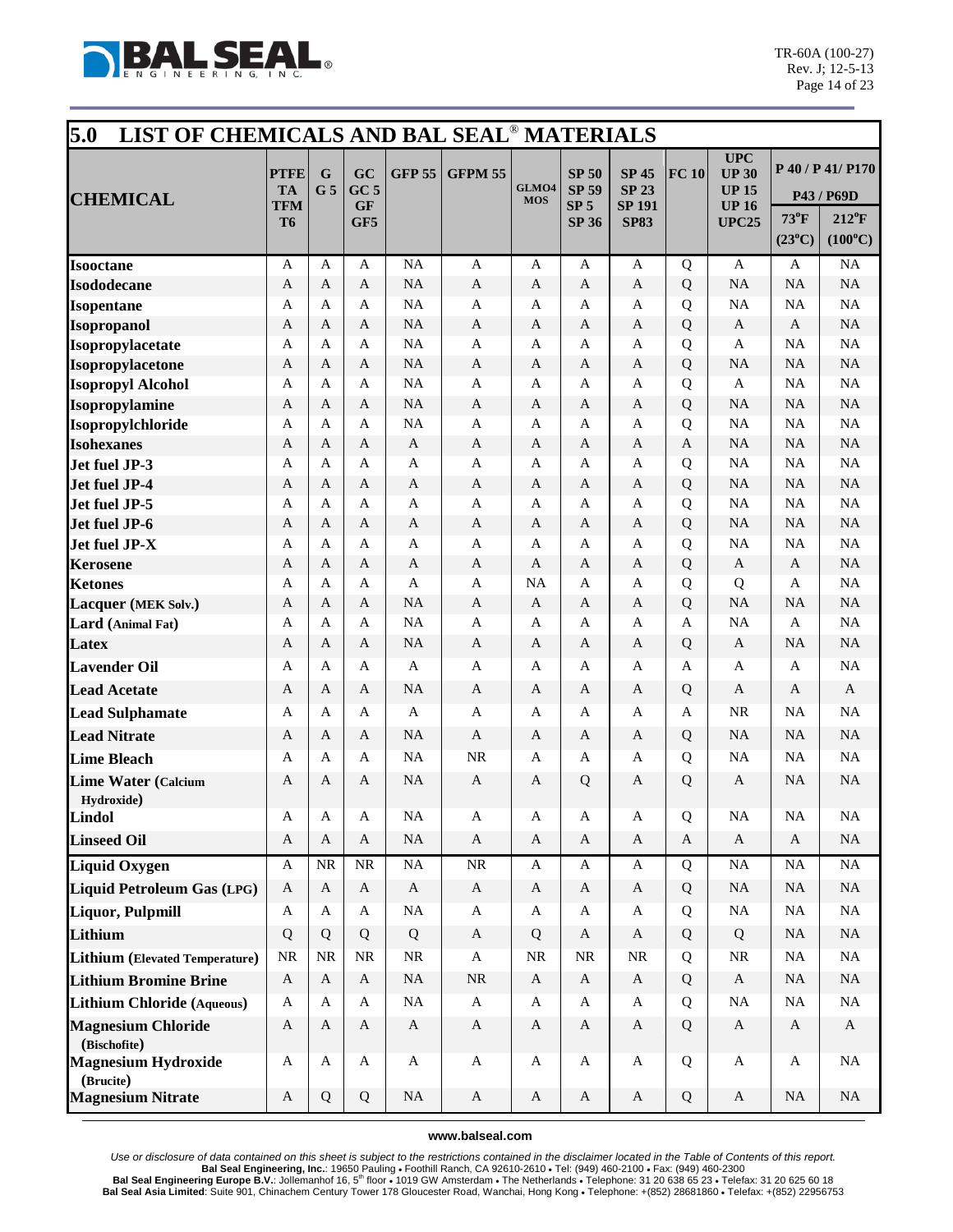## 5.0 LIST OF CHEMICALS AND BAL SEAL® MATERIALS

| CHEMICAL | PTFE TA TFM T6 | G G 5 | GC GC 5 GF GF5 | GFP 55 | GFPM 55 | GLMO4 MOS | SP 50 SP 59 SP 5 SP 36 | SP 45 SP 23 SP 191 SP83 | FC 10 | UPC UP 30 UP 15 UP 16 UPC25 | P 40 / P 41/ P170 P43 / P69D 73°F (23°C) | P 40 / P 41/ P170 P43 / P69D 212°F (100°C) |
|---|---|---|---|---|---|---|---|---|---|---|---|---|
| **Isooctane** | A | A | A | NA | A | A | A | A | Q | A | A | NA |
| **Isododecane** | A | A | A | NA | A | A | A | A | Q | NA | NA | NA |
| **Isopentane** | A | A | A | NA | A | A | A | A | Q | NA | NA | NA |
| **Isopropanol** | A | A | A | NA | A | A | A | A | Q | A | A | NA |
| **Isopropylacetate** | A | A | A | NA | A | A | A | A | Q | A | NA | NA |
| **Isopropylacetone** | A | A | A | NA | A | A | A | A | Q | NA | NA | NA |
| **Isopropyl Alcohol** | A | A | A | NA | A | A | A | A | Q | A | NA | NA |
| **Isopropylamine** | A | A | A | NA | A | A | A | A | Q | NA | NA | NA |
| **Isopropylchloride** | A | A | A | NA | A | A | A | A | Q | NA | NA | NA |
| **Isohexanes** | A | A | A | A | A | A | A | A | A | NA | NA | NA |
| **Jet fuel JP-3** | A | A | A | A | A | A | A | A | Q | NA | NA | NA |
| **Jet fuel JP-4** | A | A | A | A | A | A | A | A | Q | NA | NA | NA |
| **Jet fuel JP-5** | A | A | A | A | A | A | A | A | Q | NA | NA | NA |
| **Jet fuel JP-6** | A | A | A | A | A | A | A | A | Q | NA | NA | NA |
| **Jet fuel JP-X** | A | A | A | A | A | A | A | A | Q | NA | NA | NA |
| **Kerosene** | A | A | A | A | A | A | A | A | Q | A | A | NA |
| **Ketones** | A | A | A | A | A | NA | A | A | Q | Q | A | NA |
| **Lacquer (MEK Solv.)** | A | A | A | NA | A | A | A | A | Q | NA | NA | NA |
| **Lard (Animal Fat)** | A | A | A | NA | A | A | A | A | A | NA | A | NA |
| **Latex** | A | A | A | NA | A | A | A | A | Q | A | NA | NA |
| **Lavender Oil** | A | A | A | A | A | A | A | A | A | A | A | NA |
| **Lead Acetate** | A | A | A | NA | A | A | A | A | Q | A | A | A |
| **Lead Sulphamate** | A | A | A | A | A | A | A | A | A | NR | NA | NA |
| **Lead Nitrate** | A | A | A | NA | A | A | A | A | Q | NA | NA | NA |
| **Lime Bleach** | A | A | A | NA | NR | A | A | A | Q | NA | NA | NA |
| **Lime Water (Calcium Hydroxide)** | A | A | A | NA | A | A | Q | A | Q | A | NA | NA |
| **Lindol** | A | A | A | NA | A | A | A | A | Q | NA | NA | NA |
| **Linseed Oil** | A | A | A | NA | A | A | A | A | A | A | A | NA |
| **Liquid Oxygen** | A | NR | NR | NA | NR | A | A | A | Q | NA | NA | NA |
| **Liquid Petroleum Gas (LPG)** | A | A | A | A | A | A | A | A | Q | NA | NA | NA |
| **Liquor, Pulpmill** | A | A | A | NA | A | A | A | A | Q | NA | NA | NA |
| **Lithium** | Q | Q | Q | Q | A | Q | A | A | Q | Q | NA | NA |
| **Lithium (Elevated Temperature)** | NR | NR | NR | NR | A | NR | NR | NR | Q | NR | NA | NA |
| **Lithium Bromine Brine** | A | A | A | NA | NR | A | A | A | Q | A | NA | NA |
| **Lithium Chloride (Aqueous)** | A | A | A | NA | A | A | A | A | Q | NA | NA | NA |
| **Magnesium Chloride (Bischofite)** | A | A | A | A | A | A | A | A | Q | A | A | A |
| **Magnesium Hydroxide (Brucite)** | A | A | A | A | A | A | A | A | Q | A | A | NA |
| **Magnesium Nitrate** | A | Q | Q | NA | A | A | A | A | Q | A | NA | NA |

www.balseal.com

*Use or disclosure of data contained on this sheet is subject to the restrictions contained in the disclaimer located in the Table of Contents of this report.*

**Bal Seal Engineering, Inc.**: 19650 Pauling • Foothill Ranch, CA 92610-2610 • Tel: (949) 460-2100 • Fax: (949) 460-2300
**Bal Seal Engineering Europe B.V.**: Jollemanhof 16, 5th floor • 1019 GW Amsterdam • The Netherlands • Telephone: 31 20 638 65 23 • Telefax: 31 20 625 60 18
**Bal Seal Asia Limited**: Suite 901, Chinachem Century Tower 178 Gloucester Road, Wanchai, Hong Kong • Telephone: +(852) 28681860 • Telefax: +(852) 22956753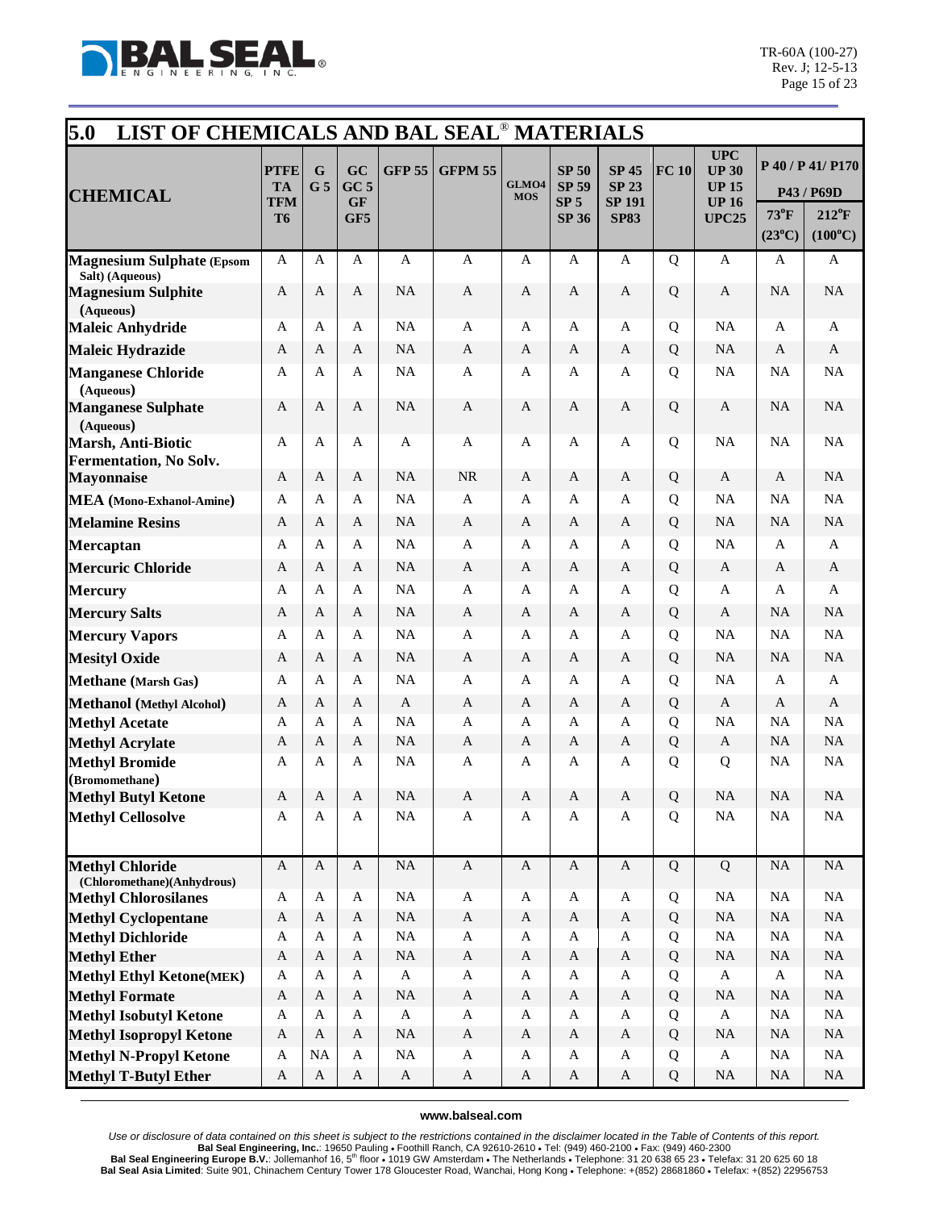## 5.0 LIST OF CHEMICALS AND BAL SEAL® MATERIALS

| CHEMICAL | PTFE TA TFM T6 | G G 5 | GC GC 5 GF GF5 | GFP 55 | GFPM 55 | GLMO4 MOS | SP 50 SP 59 SP 5 SP 36 | SP 45 SP 23 SP 191 SP83 | FC 10 | UPC UP 30 UP 15 UP 16 UPC25 | P 40 / P 41/ P170 P43 / P69D 73°F (23°C) | 212°F (100°C) |
|---|---|---|---|---|---|---|---|---|---|---|---|---|
| **Magnesium Sulphate (Epsom Salt) (Aqueous)** | A | A | A | A | A | A | A | A | Q | A | A | A |
| **Magnesium Sulphite (Aqueous)** | A | A | A | NA | A | A | A | A | Q | A | NA | NA |
| **Maleic Anhydride** | A | A | A | NA | A | A | A | A | Q | NA | A | A |
| **Maleic Hydrazide** | A | A | A | NA | A | A | A | A | Q | NA | A | A |
| **Manganese Chloride (Aqueous)** | A | A | A | NA | A | A | A | A | Q | NA | NA | NA |
| **Manganese Sulphate (Aqueous)** | A | A | A | NA | A | A | A | A | Q | A | NA | NA |
| **Marsh, Anti-Biotic Fermentation, No Solv.** | A | A | A | A | A | A | A | A | Q | NA | NA | NA |
| **Mayonnaise** | A | A | A | NA | NR | A | A | A | Q | A | A | NA |
| **MEA (Mono-Exhanol-Amine)** | A | A | A | NA | A | A | A | A | Q | NA | NA | NA |
| **Melamine Resins** | A | A | A | NA | A | A | A | A | Q | NA | NA | NA |
| **Mercaptan** | A | A | A | NA | A | A | A | A | Q | NA | A | A |
| **Mercuric Chloride** | A | A | A | NA | A | A | A | A | Q | A | A | A |
| **Mercury** | A | A | A | NA | A | A | A | A | Q | A | A | A |
| **Mercury Salts** | A | A | A | NA | A | A | A | A | Q | A | NA | NA |
| **Mercury Vapors** | A | A | A | NA | A | A | A | A | Q | NA | NA | NA |
| **Mesityl Oxide** | A | A | A | NA | A | A | A | A | Q | NA | NA | NA |
| **Methane (Marsh Gas)** | A | A | A | NA | A | A | A | A | Q | NA | A | A |
| **Methanol (Methyl Alcohol)** | A | A | A | A | A | A | A | A | Q | A | A | A |
| **Methyl Acetate** | A | A | A | NA | A | A | A | A | Q | NA | NA | NA |
| **Methyl Acrylate** | A | A | A | NA | A | A | A | A | Q | A | NA | NA |
| **Methyl Bromide (Bromomethane)** | A | A | A | NA | A | A | A | A | Q | Q | NA | NA |
| **Methyl Butyl Ketone** | A | A | A | NA | A | A | A | A | Q | NA | NA | NA |
| **Methyl Cellosolve** | A | A | A | NA | A | A | A | A | Q | NA | NA | NA |
| **Methyl Chloride (Chloromethane)(Anhydrous)** | A | A | A | NA | A | A | A | A | Q | Q | NA | NA |
| **Methyl Chlorosilanes** | A | A | A | NA | A | A | A | A | Q | NA | NA | NA |
| **Methyl Cyclopentane** | A | A | A | NA | A | A | A | A | Q | NA | NA | NA |
| **Methyl Dichloride** | A | A | A | NA | A | A | A | A | Q | NA | NA | NA |
| **Methyl Ether** | A | A | A | NA | A | A | A | A | Q | NA | NA | NA |
| **Methyl Ethyl Ketone(MEK)** | A | A | A | A | A | A | A | A | Q | A | A | NA |
| **Methyl Formate** | A | A | A | NA | A | A | A | A | Q | NA | NA | NA |
| **Methyl Isobutyl Ketone** | A | A | A | A | A | A | A | A | Q | A | NA | NA |
| **Methyl Isopropyl Ketone** | A | A | A | NA | A | A | A | A | Q | NA | NA | NA |
| **Methyl N-Propyl Ketone** | A | NA | A | NA | A | A | A | A | Q | A | NA | NA |
| **Methyl T-Butyl Ether** | A | A | A | A | A | A | A | A | Q | NA | NA | NA |

www.balseal.com

*Use or disclosure of data contained on this sheet is subject to the restrictions contained in the disclaimer located in the Table of Contents of this report.*
**Bal Seal Engineering, Inc.**: 19650 Pauling • Foothill Ranch, CA 92610-2610 • Tel: (949) 460-2100 • Fax: (949) 460-2300
**Bal Seal Engineering Europe B.V.**: Jollemanhof 16, 5th floor • 1019 GW Amsterdam • The Netherlands • Telephone: 31 20 638 65 23 • Telefax: 31 20 625 60 18
**Bal Seal Asia Limited**: Suite 901, Chinachem Century Tower 178 Gloucester Road, Wanchai, Hong Kong • Telephone: +(852) 28681860 • Telefax: +(852) 22956753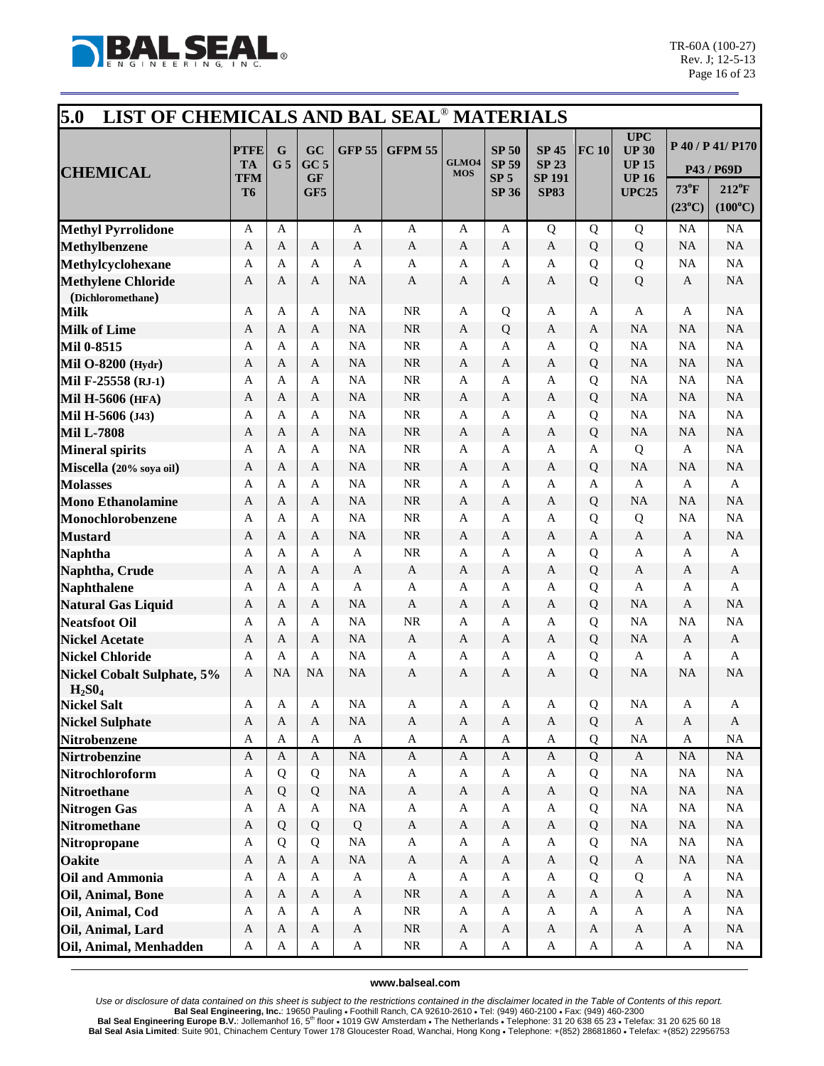## 5.0 LIST OF CHEMICALS AND BAL SEAL® MATERIALS

| CHEMICAL | PTFE TA TFM T6 | G G 5 | GC GC 5 GF GF5 | GFP 55 | GFPM 55 | GLMO4 MOS | SP 50 SP 59 SP 5 SP 36 | SP 45 SP 23 SP 191 SP83 | FC 10 | UPC UP 30 UP 15 UP 16 UPC25 | P 40 / P 41/ P170 P43 / P69D 73°F (23°C) | P 40 / P 41/ P170 P43 / P69D 212°F (100°C) |
|---|---|---|---|---|---|---|---|---|---|---|---|---|
| **Methyl Pyrrolidone** | A | A | | A | A | A | A | Q | Q | Q | NA | NA |
| **Methylbenzene** | A | A | A | A | A | A | A | A | Q | Q | NA | NA |
| **Methylcyclohexane** | A | A | A | A | A | A | A | A | Q | Q | NA | NA |
| **Methylene Chloride (Dichloromethane)** | A | A | A | NA | A | A | A | A | Q | Q | A | NA |
| **Milk** | A | A | A | NA | NR | A | Q | A | A | A | A | NA |
| **Milk of Lime** | A | A | A | NA | NR | A | Q | A | A | NA | NA | NA |
| **Mil 0-8515** | A | A | A | NA | NR | A | A | A | Q | NA | NA | NA |
| **Mil O-8200 (Hydr)** | A | A | A | NA | NR | A | A | A | Q | NA | NA | NA |
| **Mil F-25558 (RJ-1)** | A | A | A | NA | NR | A | A | A | Q | NA | NA | NA |
| **Mil H-5606 (HFA)** | A | A | A | NA | NR | A | A | A | Q | NA | NA | NA |
| **Mil H-5606 (J43)** | A | A | A | NA | NR | A | A | A | Q | NA | NA | NA |
| **Mil L-7808** | A | A | A | NA | NR | A | A | A | Q | NA | NA | NA |
| **Mineral spirits** | A | A | A | NA | NR | A | A | A | A | Q | A | NA |
| **Miscella (20% soya oil)** | A | A | A | NA | NR | A | A | A | Q | NA | NA | NA |
| **Molasses** | A | A | A | NA | NR | A | A | A | A | A | A | A |
| **Mono Ethanolamine** | A | A | A | NA | NR | A | A | A | Q | NA | NA | NA |
| **Monochlorobenzene** | A | A | A | NA | NR | A | A | A | Q | Q | NA | NA |
| **Mustard** | A | A | A | NA | NR | A | A | A | A | A | A | NA |
| **Naphtha** | A | A | A | A | NR | A | A | A | Q | A | A | A |
| **Naphtha, Crude** | A | A | A | A | A | A | A | A | Q | A | A | A |
| **Naphthalene** | A | A | A | A | A | A | A | A | Q | A | A | A |
| **Natural Gas Liquid** | A | A | A | NA | A | A | A | A | Q | NA | A | NA |
| **Neatsfoot Oil** | A | A | A | NA | NR | A | A | A | Q | NA | NA | NA |
| **Nickel Acetate** | A | A | A | NA | A | A | A | A | Q | NA | A | A |
| **Nickel Chloride** | A | A | A | NA | A | A | A | A | Q | A | A | A |
| **Nickel Cobalt Sulphate, 5% $H_2SO_4$** | A | NA | NA | NA | A | A | A | A | Q | NA | NA | NA |
| **Nickel Salt** | A | A | A | NA | A | A | A | A | Q | NA | A | A |
| **Nickel Sulphate** | A | A | A | NA | A | A | A | A | Q | A | A | A |
| **Nitrobenzene** | A | A | A | A | A | A | A | A | Q | NA | A | NA |
| **Nirtrobenzine** | A | A | A | NA | A | A | A | A | Q | A | NA | NA |
| **Nitrochloroform** | A | Q | Q | NA | A | A | A | A | Q | NA | NA | NA |
| **Nitroethane** | A | Q | Q | NA | A | A | A | A | Q | NA | NA | NA |
| **Nitrogen Gas** | A | A | A | NA | A | A | A | A | Q | NA | NA | NA |
| **Nitromethane** | A | Q | Q | Q | A | A | A | A | Q | NA | NA | NA |
| **Nitropropane** | A | Q | Q | NA | A | A | A | A | Q | NA | NA | NA |
| **Oakite** | A | A | A | NA | A | A | A | A | Q | A | NA | NA |
| **Oil and Ammonia** | A | A | A | A | A | A | A | A | Q | Q | A | NA |
| **Oil, Animal, Bone** | A | A | A | A | NR | A | A | A | A | A | A | NA |
| **Oil, Animal, Cod** | A | A | A | A | NR | A | A | A | A | A | A | NA |
| **Oil, Animal, Lard** | A | A | A | A | NR | A | A | A | A | A | A | NA |
| **Oil, Animal, Menhadden** | A | A | A | A | NR | A | A | A | A | A | A | NA |

www.balseal.com

*Use or disclosure of data contained on this sheet is subject to the restrictions contained in the disclaimer located in the Table of Contents of this report.*
**Bal Seal Engineering, Inc.**: 19650 Pauling • Foothill Ranch, CA 92610-2610 • Tel: (949) 460-2100 • Fax: (949) 460-2300
**Bal Seal Engineering Europe B.V.**: Jollemanhof 16, 5th floor • 1019 GW Amsterdam • The Netherlands • Telephone: 31 20 638 65 23 • Telefax: 31 20 625 60 18
**Bal Seal Asia Limited**: Suite 901, Chinachem Century Tower 178 Gloucester Road, Wanchai, Hong Kong • Telephone: +(852) 28681860 • Telefax: +(852) 22956753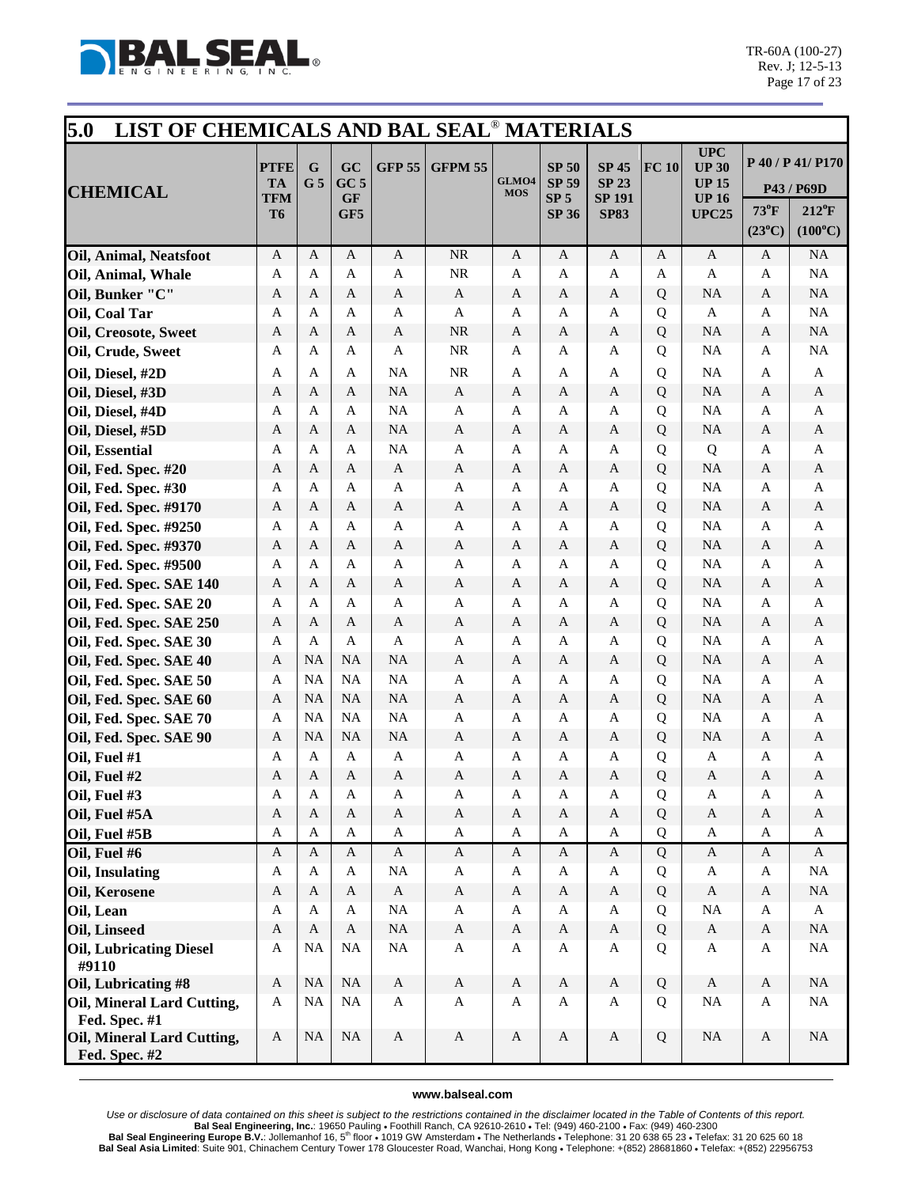## 5.0 LIST OF CHEMICALS AND BAL SEAL® MATERIALS

| CHEMICAL | PTFE TA TFM T6 | G G 5 | GC GC 5 GF GF5 | GFP 55 | GFPM 55 | GLMO4 MOS | SP 50 SP 59 SP 5 SP 36 | SP 45 SP 23 SP 191 SP83 | FC 10 | UPC UP 30 UP 15 UP 16 UPC25 | P 40 / P 41/ P170 P43 / P69D 73°F (23°C) | 212°F (100°C) |
|---|---|---|---|---|---|---|---|---|---|---|---|---|
| **Oil, Animal, Neatsfoot** | A | A | A | A | NR | A | A | A | A | A | A | NA |
| **Oil, Animal, Whale** | A | A | A | A | NR | A | A | A | A | A | A | NA |
| **Oil, Bunker "C"** | A | A | A | A | A | A | A | A | Q | NA | A | NA |
| **Oil, Coal Tar** | A | A | A | A | A | A | A | A | Q | A | A | NA |
| **Oil, Creosote, Sweet** | A | A | A | A | NR | A | A | A | Q | NA | A | NA |
| **Oil, Crude, Sweet** | A | A | A | A | NR | A | A | A | Q | NA | A | NA |
| **Oil, Diesel, #2D** | A | A | A | NA | NR | A | A | A | Q | NA | A | A |
| **Oil, Diesel, #3D** | A | A | A | NA | A | A | A | A | Q | NA | A | A |
| **Oil, Diesel, #4D** | A | A | A | NA | A | A | A | A | Q | NA | A | A |
| **Oil, Diesel, #5D** | A | A | A | NA | A | A | A | A | Q | NA | A | A |
| **Oil, Essential** | A | A | A | NA | A | A | A | A | Q | Q | A | A |
| **Oil, Fed. Spec. #20** | A | A | A | A | A | A | A | A | Q | NA | A | A |
| **Oil, Fed. Spec. #30** | A | A | A | A | A | A | A | A | Q | NA | A | A |
| **Oil, Fed. Spec. #9170** | A | A | A | A | A | A | A | A | Q | NA | A | A |
| **Oil, Fed. Spec. #9250** | A | A | A | A | A | A | A | A | Q | NA | A | A |
| **Oil, Fed. Spec. #9370** | A | A | A | A | A | A | A | A | Q | NA | A | A |
| **Oil, Fed. Spec. #9500** | A | A | A | A | A | A | A | A | Q | NA | A | A |
| **Oil, Fed. Spec. SAE 140** | A | A | A | A | A | A | A | A | Q | NA | A | A |
| **Oil, Fed. Spec. SAE 20** | A | A | A | A | A | A | A | A | Q | NA | A | A |
| **Oil, Fed. Spec. SAE 250** | A | A | A | A | A | A | A | A | Q | NA | A | A |
| **Oil, Fed. Spec. SAE 30** | A | A | A | A | A | A | A | A | Q | NA | A | A |
| **Oil, Fed. Spec. SAE 40** | A | NA | NA | NA | A | A | A | A | Q | NA | A | A |
| **Oil, Fed. Spec. SAE 50** | A | NA | NA | NA | A | A | A | A | Q | NA | A | A |
| **Oil, Fed. Spec. SAE 60** | A | NA | NA | NA | A | A | A | A | Q | NA | A | A |
| **Oil, Fed. Spec. SAE 70** | A | NA | NA | NA | A | A | A | A | Q | NA | A | A |
| **Oil, Fed. Spec. SAE 90** | A | NA | NA | NA | A | A | A | A | Q | NA | A | A |
| **Oil, Fuel #1** | A | A | A | A | A | A | A | A | Q | A | A | A |
| **Oil, Fuel #2** | A | A | A | A | A | A | A | A | Q | A | A | A |
| **Oil, Fuel #3** | A | A | A | A | A | A | A | A | Q | A | A | A |
| **Oil, Fuel #5A** | A | A | A | A | A | A | A | A | Q | A | A | A |
| **Oil, Fuel #5B** | A | A | A | A | A | A | A | A | Q | A | A | A |
| **Oil, Fuel #6** | A | A | A | A | A | A | A | A | Q | A | A | A |
| **Oil, Insulating** | A | A | A | NA | A | A | A | A | Q | A | A | NA |
| **Oil, Kerosene** | A | A | A | A | A | A | A | A | Q | A | A | NA |
| **Oil, Lean** | A | A | A | NA | A | A | A | A | Q | NA | A | A |
| **Oil, Linseed** | A | A | A | NA | A | A | A | A | Q | A | A | NA |
| **Oil, Lubricating Diesel #9110** | A | NA | NA | NA | A | A | A | A | Q | A | A | NA |
| **Oil, Lubricating #8** | A | NA | NA | A | A | A | A | A | Q | A | A | NA |
| **Oil, Mineral Lard Cutting, Fed. Spec. #1** | A | NA | NA | A | A | A | A | A | Q | NA | A | NA |
| **Oil, Mineral Lard Cutting, Fed. Spec. #2** | A | NA | NA | A | A | A | A | A | Q | NA | A | NA |

www.balseal.com

*Use or disclosure of data contained on this sheet is subject to the restrictions contained in the disclaimer located in the Table of Contents of this report.*

**Bal Seal Engineering, Inc.**: 19650 Pauling • Foothill Ranch, CA 92610-2610 • Tel: (949) 460-2100 • Fax: (949) 460-2300
**Bal Seal Engineering Europe B.V.**: Jollemanhof 16, 5th floor • 1019 GW Amsterdam • The Netherlands • Telephone: 31 20 638 65 23 • Telefax: 31 20 625 60 18
**Bal Seal Asia Limited**: Suite 901, Chinachem Century Tower 178 Gloucester Road, Wanchai, Hong Kong • Telephone: +(852) 28681860 • Telefax: +(852) 22956753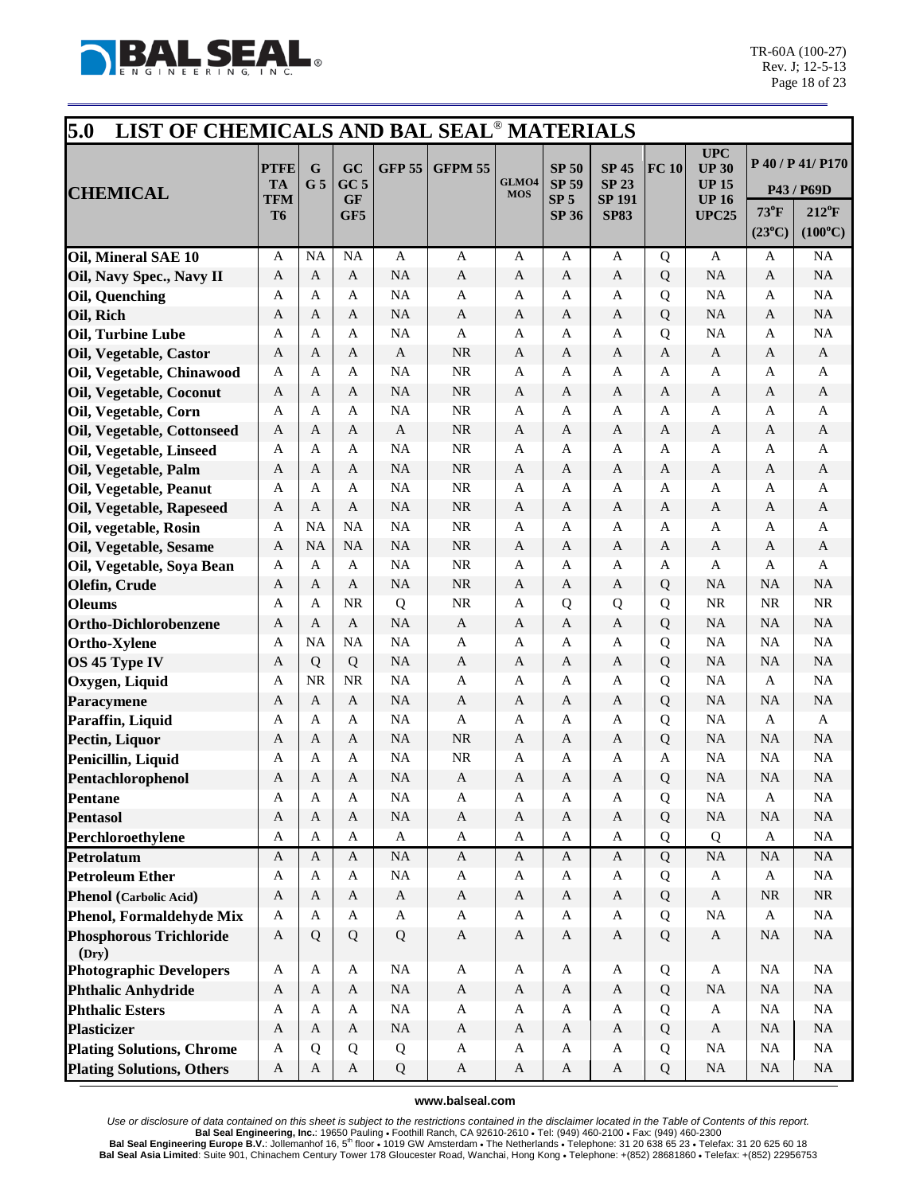## 5.0 LIST OF CHEMICALS AND BAL SEAL® MATERIALS

| CHEMICAL | PTFE TA TFM T6 | G G 5 | GC GC 5 GF GF5 | GFP 55 | GFPM 55 | GLMO4 MOS | SP 50 SP 59 SP 5 SP 36 | SP 45 SP 23 SP 191 SP83 | FC 10 | UPC UP 30 UP 15 UP 16 UPC25 | P 40 / P 41/ P170 P43 / P69D 73°F (23°C) | 212°F (100°C) |
|---|---|---|---|---|---|---|---|---|---|---|---|---|
| Oil, Mineral SAE 10 | A | NA | NA | A | A | A | A | A | Q | A | A | NA |
| Oil, Navy Spec., Navy II | A | A | A | NA | A | A | A | A | Q | NA | A | NA |
| Oil, Quenching | A | A | A | NA | A | A | A | A | Q | NA | A | NA |
| Oil, Rich | A | A | A | NA | A | A | A | A | Q | NA | A | NA |
| Oil, Turbine Lube | A | A | A | NA | A | A | A | A | Q | NA | A | NA |
| Oil, Vegetable, Castor | A | A | A | A | NR | A | A | A | A | A | A | A |
| Oil, Vegetable, Chinawood | A | A | A | NA | NR | A | A | A | A | A | A | A |
| Oil, Vegetable, Coconut | A | A | A | NA | NR | A | A | A | A | A | A | A |
| Oil, Vegetable, Corn | A | A | A | NA | NR | A | A | A | A | A | A | A |
| Oil, Vegetable, Cottonseed | A | A | A | A | NR | A | A | A | A | A | A | A |
| Oil, Vegetable, Linseed | A | A | A | NA | NR | A | A | A | A | A | A | A |
| Oil, Vegetable, Palm | A | A | A | NA | NR | A | A | A | A | A | A | A |
| Oil, Vegetable, Peanut | A | A | A | NA | NR | A | A | A | A | A | A | A |
| Oil, Vegetable, Rapeseed | A | A | A | NA | NR | A | A | A | A | A | A | A |
| Oil, vegetable, Rosin | A | NA | NA | NA | NR | A | A | A | A | A | A | A |
| Oil, Vegetable, Sesame | A | NA | NA | NA | NR | A | A | A | A | A | A | A |
| Oil, Vegetable, Soya Bean | A | A | A | NA | NR | A | A | A | A | A | A | A |
| Olefin, Crude | A | A | A | NA | NR | A | A | A | Q | NA | NA | NA |
| Oleums | A | A | NR | Q | NR | A | Q | Q | Q | NR | NR | NR |
| Ortho-Dichlorobenzene | A | A | A | NA | A | A | A | A | Q | NA | NA | NA |
| Ortho-Xylene | A | NA | NA | NA | A | A | A | A | Q | NA | NA | NA |
| OS 45 Type IV | A | Q | Q | NA | A | A | A | A | Q | NA | NA | NA |
| Oxygen, Liquid | A | NR | NR | NA | A | A | A | A | Q | NA | A | NA |
| Paracymene | A | A | A | NA | A | A | A | A | Q | NA | NA | NA |
| Paraffin, Liquid | A | A | A | NA | A | A | A | A | Q | NA | A | A |
| Pectin, Liquor | A | A | A | NA | NR | A | A | A | Q | NA | NA | NA |
| Penicillin, Liquid | A | A | A | NA | NR | A | A | A | A | NA | NA | NA |
| Pentachlorophenol | A | A | A | NA | A | A | A | A | Q | NA | NA | NA |
| Pentane | A | A | A | NA | A | A | A | A | Q | NA | A | NA |
| Pentasol | A | A | A | NA | A | A | A | A | Q | NA | NA | NA |
| Perchloroethylene | A | A | A | A | A | A | A | A | Q | Q | A | NA |
| Petrolatum | A | A | A | NA | A | A | A | A | Q | NA | NA | NA |
| Petroleum Ether | A | A | A | NA | A | A | A | A | Q | A | A | NA |
| Phenol (Carbolic Acid) | A | A | A | A | A | A | A | A | Q | A | NR | NR |
| Phenol, Formaldehyde Mix | A | A | A | A | A | A | A | A | Q | NA | A | NA |
| Phosphorous Trichloride (Dry) | A | Q | Q | Q | A | A | A | A | Q | A | NA | NA |
| Photographic Developers | A | A | A | NA | A | A | A | A | Q | A | NA | NA |
| Phthalic Anhydride | A | A | A | NA | A | A | A | A | Q | NA | NA | NA |
| Phthalic Esters | A | A | A | NA | A | A | A | A | Q | A | NA | NA |
| Plasticizer | A | A | A | NA | A | A | A | A | Q | A | NA | NA |
| Plating Solutions, Chrome | A | Q | Q | Q | A | A | A | A | Q | NA | NA | NA |
| Plating Solutions, Others | A | A | A | Q | A | A | A | A | Q | NA | NA | NA |

www.balseal.com

*Use or disclosure of data contained on this sheet is subject to the restrictions contained in the disclaimer located in the Table of Contents of this report.*

**Bal Seal Engineering, Inc.**: 19650 Pauling • Foothill Ranch, CA 92610-2610 • Tel: (949) 460-2100 • Fax: (949) 460-2300
**Bal Seal Engineering Europe B.V.**: Jollemanhof 16, 5th floor • 1019 GW Amsterdam • The Netherlands • Telephone: 31 20 638 65 23 • Telefax: 31 20 625 60 18
**Bal Seal Asia Limited**: Suite 901, Chinachem Century Tower 178 Gloucester Road, Wanchai, Hong Kong • Telephone: +(852) 28681860 • Telefax: +(852) 22956753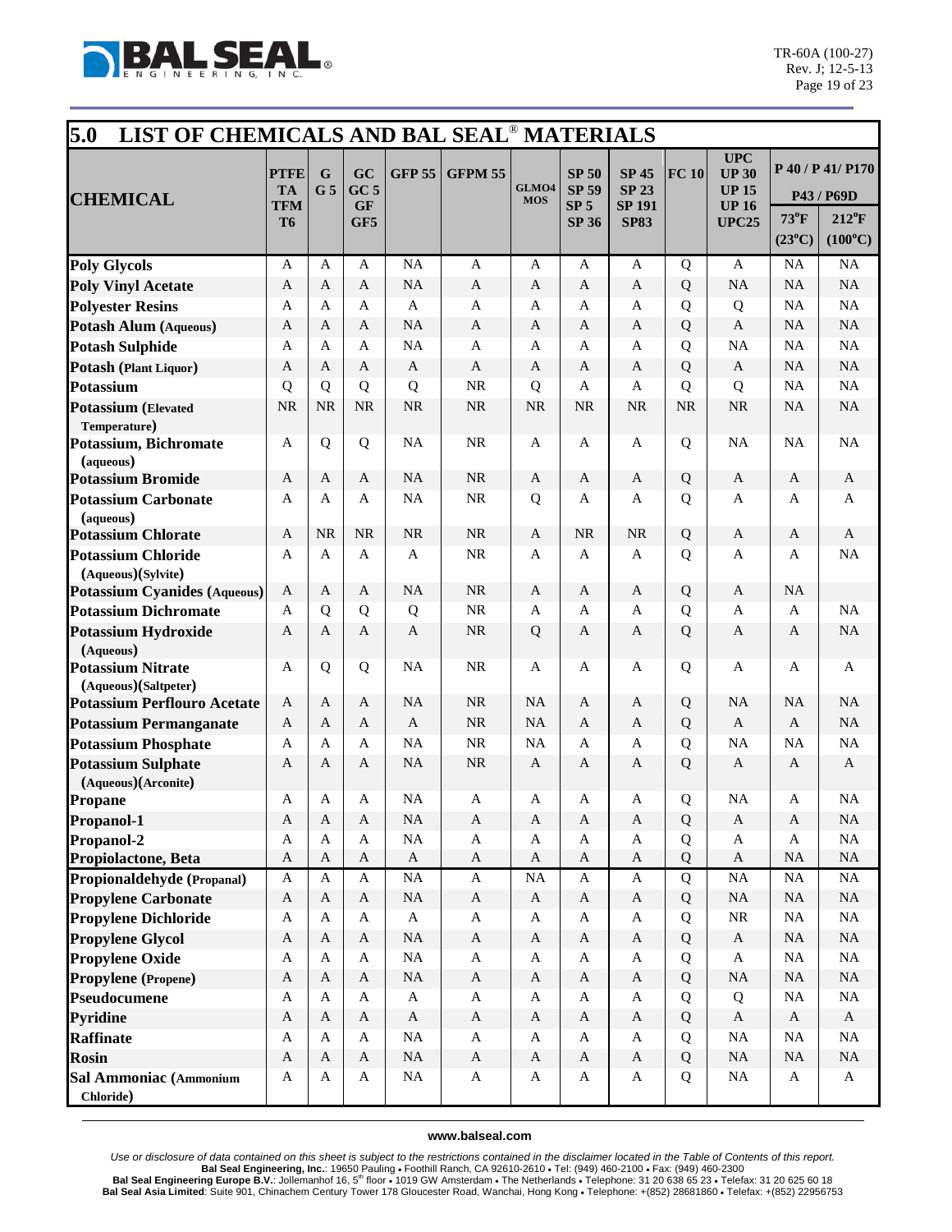## 5.0 LIST OF CHEMICALS AND BAL SEAL® MATERIALS

| CHEMICAL | PTFE TA TFM T6 | G G 5 | GC GC 5 GF GF5 | GFP 55 | GFPM 55 | GLMO4 MOS | SP 50 SP 59 SP 5 SP 36 | SP 45 SP 23 SP 191 SP83 | FC 10 | UPC UP 30 UP 15 UP 16 UPC25 | P 40 / P 41/ P170 P43 / P69D 73°F (23°C) | 212°F (100°C) |
|---|---|---|---|---|---|---|---|---|---|---|---|---|
| **Poly Glycols** | A | A | A | NA | A | A | A | A | Q | A | NA | NA |
| **Poly Vinyl Acetate** | A | A | A | NA | A | A | A | A | Q | NA | NA | NA |
| **Polyester Resins** | A | A | A | A | A | A | A | A | Q | Q | NA | NA |
| **Potash Alum (Aqueous)** | A | A | A | NA | A | A | A | A | Q | A | NA | NA |
| **Potash Sulphide** | A | A | A | NA | A | A | A | A | Q | NA | NA | NA |
| **Potash (Plant Liquor)** | A | A | A | A | A | A | A | A | Q | A | NA | NA |
| **Potassium** | Q | Q | Q | Q | NR | Q | A | A | Q | Q | NA | NA |
| **Potassium (Elevated Temperature)** | NR | NR | NR | NR | NR | NR | NR | NR | NR | NR | NA | NA |
| **Potassium, Bichromate (aqueous)** | A | Q | Q | NA | NR | A | A | A | Q | NA | NA | NA |
| **Potassium Bromide** | A | A | A | NA | NR | A | A | A | Q | A | A | A |
| **Potassium Carbonate (aqueous)** | A | A | A | NA | NR | Q | A | A | Q | A | A | A |
| **Potassium Chlorate** | A | NR | NR | NR | NR | A | NR | NR | Q | A | A | A |
| **Potassium Chloride (Aqueous)(Sylvite)** | A | A | A | A | NR | A | A | A | Q | A | A | NA |
| **Potassium Cyanides (Aqueous)** | A | A | A | NA | NR | A | A | A | Q | A | NA | |
| **Potassium Dichromate** | A | Q | Q | Q | NR | A | A | A | Q | A | A | NA |
| **Potassium Hydroxide (Aqueous)** | A | A | A | A | NR | Q | A | A | Q | A | A | NA |
| **Potassium Nitrate (Aqueous)(Saltpeter)** | A | Q | Q | NA | NR | A | A | A | Q | A | A | A |
| **Potassium Perflouro Acetate** | A | A | A | NA | NR | NA | A | A | Q | NA | NA | NA |
| **Potassium Permanganate** | A | A | A | A | NR | NA | A | A | Q | A | A | NA |
| **Potassium Phosphate** | A | A | A | NA | NR | NA | A | A | Q | NA | NA | NA |
| **Potassium Sulphate (Aqueous)(Arconite)** | A | A | A | NA | NR | A | A | A | Q | A | A | A |
| **Propane** | A | A | A | NA | A | A | A | A | Q | NA | A | NA |
| **Propanol-1** | A | A | A | NA | A | A | A | A | Q | A | A | NA |
| **Propanol-2** | A | A | A | NA | A | A | A | A | Q | A | A | NA |
| **Propiolactone, Beta** | A | A | A | A | A | A | A | A | Q | A | NA | NA |
| **Propionaldehyde (Propanal)** | A | A | A | NA | A | NA | A | A | Q | NA | NA | NA |
| **Propylene Carbonate** | A | A | A | NA | A | A | A | A | Q | NA | NA | NA |
| **Propylene Dichloride** | A | A | A | A | A | A | A | A | Q | NR | NA | NA |
| **Propylene Glycol** | A | A | A | NA | A | A | A | A | Q | A | NA | NA |
| **Propylene Oxide** | A | A | A | NA | A | A | A | A | Q | A | NA | NA |
| **Propylene (Propene)** | A | A | A | NA | A | A | A | A | Q | NA | NA | NA |
| **Pseudocumene** | A | A | A | A | A | A | A | A | Q | Q | NA | NA |
| **Pyridine** | A | A | A | A | A | A | A | A | Q | A | A | A |
| **Raffinate** | A | A | A | NA | A | A | A | A | Q | NA | NA | NA |
| **Rosin** | A | A | A | NA | A | A | A | A | Q | NA | NA | NA |
| **Sal Ammoniac (Ammonium Chloride)** | A | A | A | NA | A | A | A | A | Q | NA | A | A |

www.balseal.com

*Use or disclosure of data contained on this sheet is subject to the restrictions contained in the disclaimer located in the Table of Contents of this report.*
**Bal Seal Engineering, Inc.**: 19650 Pauling • Foothill Ranch, CA 92610-2610 • Tel: (949) 460-2100 • Fax: (949) 460-2300
**Bal Seal Engineering Europe B.V.**: Jollemanhof 16, 5th floor • 1019 GW Amsterdam • The Netherlands • Telephone: 31 20 638 65 23 • Telefax: 31 20 625 60 18
**Bal Seal Asia Limited**: Suite 901, Chinachem Century Tower 178 Gloucester Road, Wanchai, Hong Kong • Telephone: +(852) 28681860 • Telefax: +(852) 22956753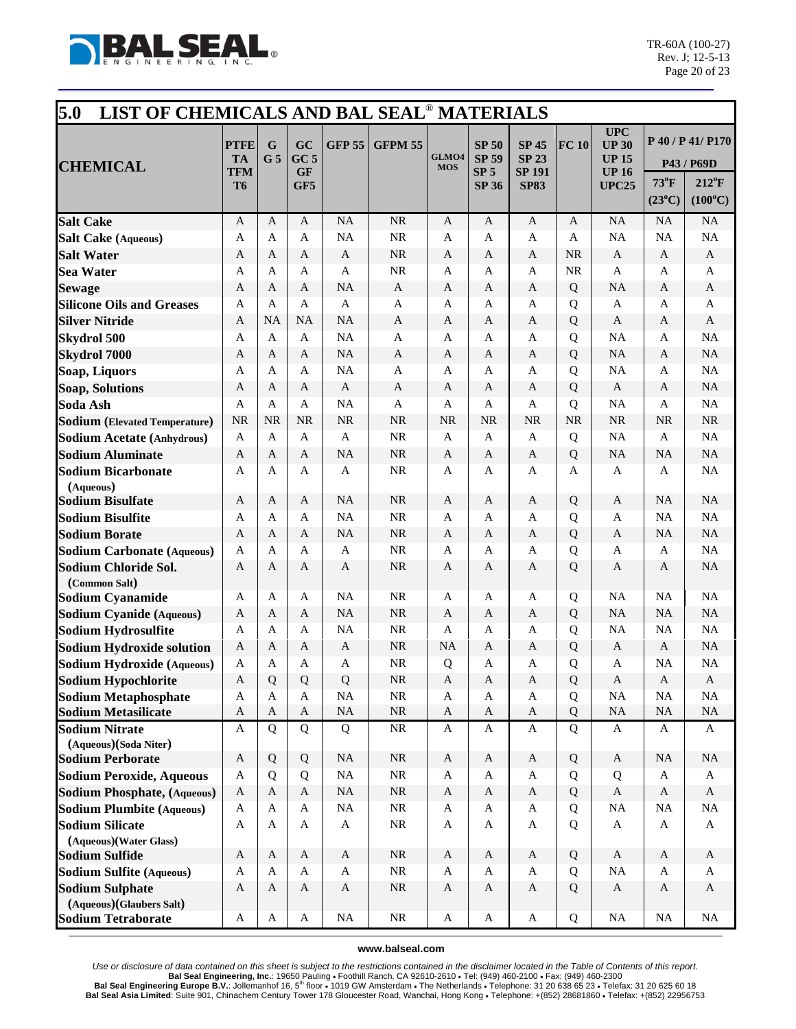## 5.0 LIST OF CHEMICALS AND BAL SEAL® MATERIALS

| CHEMICAL | PTFE TA TFM T6 | G G 5 | GC GC 5 GF GF5 | GFP 55 | GFPM 55 | GLMO4 MOS | SP 50 SP 59 SP 5 SP 36 | SP 45 SP 23 SP 191 SP83 | FC 10 | UPC UP 30 UP 15 UP 16 UPC25 | P 40 / P 41/ P170 P43 / P69D 73°F (23°C) | 212°F (100°C) |
|---|---|---|---|---|---|---|---|---|---|---|---|---|
| **Salt Cake** | A | A | A | NA | NR | A | A | A | A | NA | NA | NA |
| **Salt Cake (Aqueous)** | A | A | A | NA | NR | A | A | A | A | NA | NA | NA |
| **Salt Water** | A | A | A | A | NR | A | A | A | NR | A | A | A |
| **Sea Water** | A | A | A | A | NR | A | A | A | NR | A | A | A |
| **Sewage** | A | A | A | NA | A | A | A | A | Q | NA | A | A |
| **Silicone Oils and Greases** | A | A | A | A | A | A | A | A | Q | A | A | A |
| **Silver Nitride** | A | NA | NA | NA | A | A | A | A | Q | A | A | A |
| **Skydrol 500** | A | A | A | NA | A | A | A | A | Q | NA | A | NA |
| **Skydrol 7000** | A | A | A | NA | A | A | A | A | Q | NA | A | NA |
| **Soap, Liquors** | A | A | A | NA | A | A | A | A | Q | NA | A | NA |
| **Soap, Solutions** | A | A | A | A | A | A | A | A | Q | A | A | NA |
| **Soda Ash** | A | A | A | NA | A | A | A | A | Q | NA | A | NA |
| **Sodium (Elevated Temperature)** | NR | NR | NR | NR | NR | NR | NR | NR | NR | NR | NR | NR |
| **Sodium Acetate (Anhydrous)** | A | A | A | A | NR | A | A | A | Q | NA | A | NA |
| **Sodium Aluminate** | A | A | A | NA | NR | A | A | A | Q | NA | NA | NA |
| **Sodium Bicarbonate (Aqueous)** | A | A | A | A | NR | A | A | A | A | A | A | NA |
| **Sodium Bisulfate** | A | A | A | NA | NR | A | A | A | Q | A | NA | NA |
| **Sodium Bisulfite** | A | A | A | NA | NR | A | A | A | Q | A | NA | NA |
| **Sodium Borate** | A | A | A | NA | NR | A | A | A | Q | A | NA | NA |
| **Sodium Carbonate (Aqueous)** | A | A | A | A | NR | A | A | A | Q | A | A | NA |
| **Sodium Chloride Sol. (Common Salt)** | A | A | A | A | NR | A | A | A | Q | A | A | NA |
| **Sodium Cyanamide** | A | A | A | NA | NR | A | A | A | Q | NA | NA | NA |
| **Sodium Cyanide (Aqueous)** | A | A | A | NA | NR | A | A | A | Q | NA | NA | NA |
| **Sodium Hydrosulfite** | A | A | A | NA | NR | A | A | A | Q | NA | NA | NA |
| **Sodium Hydroxide solution** | A | A | A | A | NR | NA | A | A | Q | A | A | NA |
| **Sodium Hydroxide (Aqueous)** | A | A | A | A | NR | Q | A | A | Q | A | NA | NA |
| **Sodium Hypochlorite** | A | Q | Q | Q | NR | A | A | A | Q | A | A | A |
| **Sodium Metaphosphate** | A | A | A | NA | NR | A | A | A | Q | NA | NA | NA |
| **Sodium Metasilicate** | A | A | A | NA | NR | A | A | A | Q | NA | NA | NA |
| **Sodium Nitrate (Aqueous)(Soda Niter)** | A | Q | Q | Q | NR | A | A | A | Q | A | A | A |
| **Sodium Perborate** | A | Q | Q | NA | NR | A | A | A | Q | A | NA | NA |
| **Sodium Peroxide, Aqueous** | A | Q | Q | NA | NR | A | A | A | Q | Q | A | A |
| **Sodium Phosphate, (Aqueous)** | A | A | A | NA | NR | A | A | A | Q | A | A | A |
| **Sodium Plumbite (Aqueous)** | A | A | A | NA | NR | A | A | A | Q | NA | NA | NA |
| **Sodium Silicate (Aqueous)(Water Glass)** | A | A | A | A | NR | A | A | A | Q | A | A | A |
| **Sodium Sulfide** | A | A | A | A | NR | A | A | A | Q | A | A | A |
| **Sodium Sulfite (Aqueous)** | A | A | A | A | NR | A | A | A | Q | NA | A | A |
| **Sodium Sulphate (Aqueous)(Glaubers Salt)** | A | A | A | A | NR | A | A | A | Q | A | A | A |
| **Sodium Tetraborate** | A | A | A | NA | NR | A | A | A | Q | NA | NA | NA |

**www.balseal.com**

*Use or disclosure of data contained on this sheet is subject to the restrictions contained in the disclaimer located in the Table of Contents of this report.*

**Bal Seal Engineering, Inc.**: 19650 Pauling • Foothill Ranch, CA 92610-2610 • Tel: (949) 460-2100 • Fax: (949) 460-2300
**Bal Seal Engineering Europe B.V.**: Jollemanhof 16, 5th floor • 1019 GW Amsterdam • The Netherlands • Telephone: 31 20 638 65 23 • Telefax: 31 20 625 60 18
**Bal Seal Asia Limited**: Suite 901, Chinachem Century Tower 178 Gloucester Road, Wanchai, Hong Kong • Telephone: +(852) 28681860 • Telefax: +(852) 22956753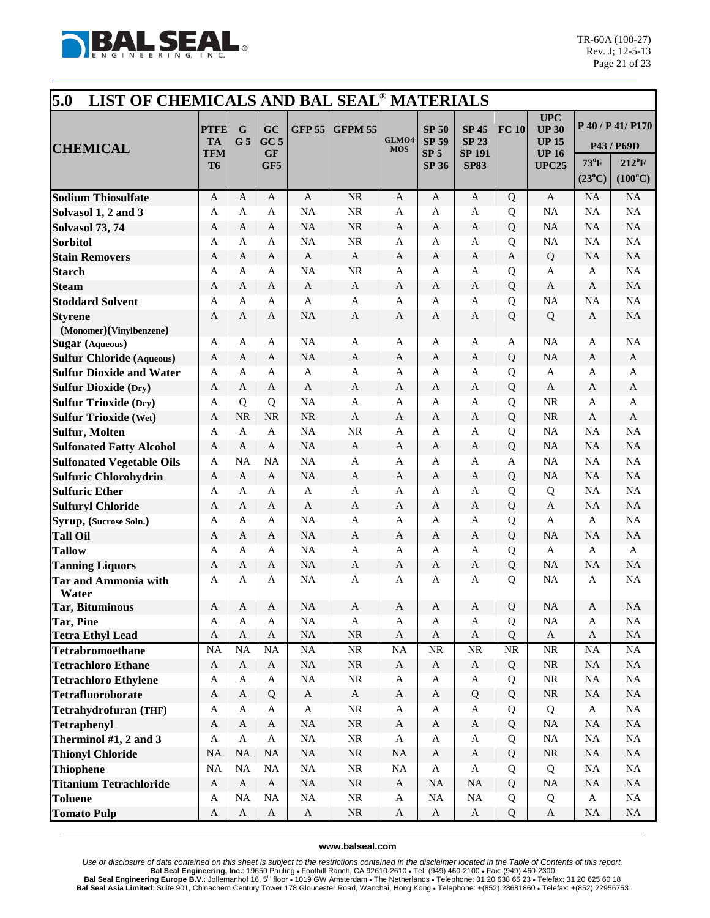## 5.0 LIST OF CHEMICALS AND BAL SEAL® MATERIALS

| CHEMICAL | PTFE TA TFM T6 | G G 5 | GC GC 5 GF GF5 | GFP 55 | GFPM 55 | GLMO4 MOS | SP 50 SP 59 SP 5 SP 36 | SP 45 SP 23 SP 191 SP83 | FC 10 | UPC UP 30 UP 15 UP 16 UPC25 | P 40 / P 41/ P170 P43 / P69D | |
|---|---|---|---|---|---|---|---|---|---|---|---|---|
| | | | | | | | | | | | 73°F (23°C) | 212°F (100°C) |
| **Sodium Thiosulfate** | A | A | A | A | NR | A | A | A | Q | A | NA | NA |
| **Solvasol 1, 2 and 3** | A | A | A | NA | NR | A | A | A | Q | NA | NA | NA |
| **Solvasol 73, 74** | A | A | A | NA | NR | A | A | A | Q | NA | NA | NA |
| **Sorbitol** | A | A | A | NA | NR | A | A | A | Q | NA | NA | NA |
| **Stain Removers** | A | A | A | A | A | A | A | A | A | Q | NA | NA |
| **Starch** | A | A | A | NA | NR | A | A | A | Q | A | A | NA |
| **Steam** | A | A | A | A | A | A | A | A | Q | A | A | NA |
| **Stoddard Solvent** | A | A | A | A | A | A | A | A | Q | NA | NA | NA |
| **Styrene (Monomer)(Vinylbenzene)** | A | A | A | NA | A | A | A | A | Q | Q | A | NA |
| **Sugar (Aqueous)** | A | A | A | NA | A | A | A | A | A | NA | A | NA |
| **Sulfur Chloride (Aqueous)** | A | A | A | NA | A | A | A | A | Q | NA | A | A |
| **Sulfur Dioxide and Water** | A | A | A | A | A | A | A | A | Q | A | A | A |
| **Sulfur Dioxide (Dry)** | A | A | A | A | A | A | A | A | Q | A | A | A |
| **Sulfur Trioxide (Dry)** | A | Q | Q | NA | A | A | A | A | Q | NR | A | A |
| **Sulfur Trioxide (Wet)** | A | NR | NR | NR | A | A | A | A | Q | NR | A | A |
| **Sulfur, Molten** | A | A | A | NA | NR | A | A | A | Q | NA | NA | NA |
| **Sulfonated Fatty Alcohol** | A | A | A | NA | A | A | A | A | Q | NA | NA | NA |
| **Sulfonated Vegetable Oils** | A | NA | NA | NA | A | A | A | A | A | NA | NA | NA |
| **Sulfuric Chlorohydrin** | A | A | A | NA | A | A | A | A | Q | NA | NA | NA |
| **Sulfuric Ether** | A | A | A | A | A | A | A | A | Q | Q | NA | NA |
| **Sulfuryl Chloride** | A | A | A | A | A | A | A | A | Q | A | NA | NA |
| **Syrup, (Sucrose Soln.)** | A | A | A | NA | A | A | A | A | Q | A | A | NA |
| **Tall Oil** | A | A | A | NA | A | A | A | A | Q | NA | NA | NA |
| **Tallow** | A | A | A | NA | A | A | A | A | Q | A | A | A |
| **Tanning Liquors** | A | A | A | NA | A | A | A | A | Q | NA | NA | NA |
| **Tar and Ammonia with Water** | A | A | A | NA | A | A | A | A | Q | NA | A | NA |
| **Tar, Bituminous** | A | A | A | NA | A | A | A | A | Q | NA | A | NA |
| **Tar, Pine** | A | A | A | NA | A | A | A | A | Q | NA | A | NA |
| **Tetra Ethyl Lead** | A | A | A | NA | NR | A | A | A | Q | A | A | NA |
| **Tetrabromoethane** | NA | NA | NA | NA | NR | NA | NR | NR | NR | NR | NA | NA |
| **Tetrachloro Ethane** | A | A | A | NA | NR | A | A | A | Q | NR | NA | NA |
| **Tetrachloro Ethylene** | A | A | A | NA | NR | A | A | A | Q | NR | NA | NA |
| **Tetrafluoroborate** | A | A | Q | A | A | A | A | Q | Q | NR | NA | NA |
| **Tetrahydrofuran (THF)** | A | A | A | A | NR | A | A | A | Q | Q | A | NA |
| **Tetraphenyl** | A | A | A | NA | NR | A | A | A | Q | NA | NA | NA |
| **Therminol #1, 2 and 3** | A | A | A | NA | NR | A | A | A | Q | NA | NA | NA |
| **Thionyl Chloride** | NA | NA | NA | NA | NR | NA | A | A | Q | NR | NA | NA |
| **Thiophene** | NA | NA | NA | NA | NR | NA | A | A | Q | Q | NA | NA |
| **Titanium Tetrachloride** | A | A | A | NA | NR | A | NA | NA | Q | NA | NA | NA |
| **Toluene** | A | NA | NA | NA | NR | A | NA | NA | Q | Q | A | NA |
| **Tomato Pulp** | A | A | A | A | NR | A | A | A | Q | A | NA | NA |

www.balseal.com

*Use or disclosure of data contained on this sheet is subject to the restrictions contained in the disclaimer located in the Table of Contents of this report.*

**Bal Seal Engineering, Inc.**: 19650 Pauling • Foothill Ranch, CA 92610-2610 • Tel: (949) 460-2100 • Fax: (949) 460-2300

**Bal Seal Engineering Europe B.V.**: Jollemanhof 16, 5th floor • 1019 GW Amsterdam • The Netherlands • Telephone: 31 20 638 65 23 • Telefax: 31 20 625 60 18

**Bal Seal Asia Limited**: Suite 901, Chinachem Century Tower 178 Gloucester Road, Wanchai, Hong Kong • Telephone: +(852) 28681860 • Telefax: +(852) 22956753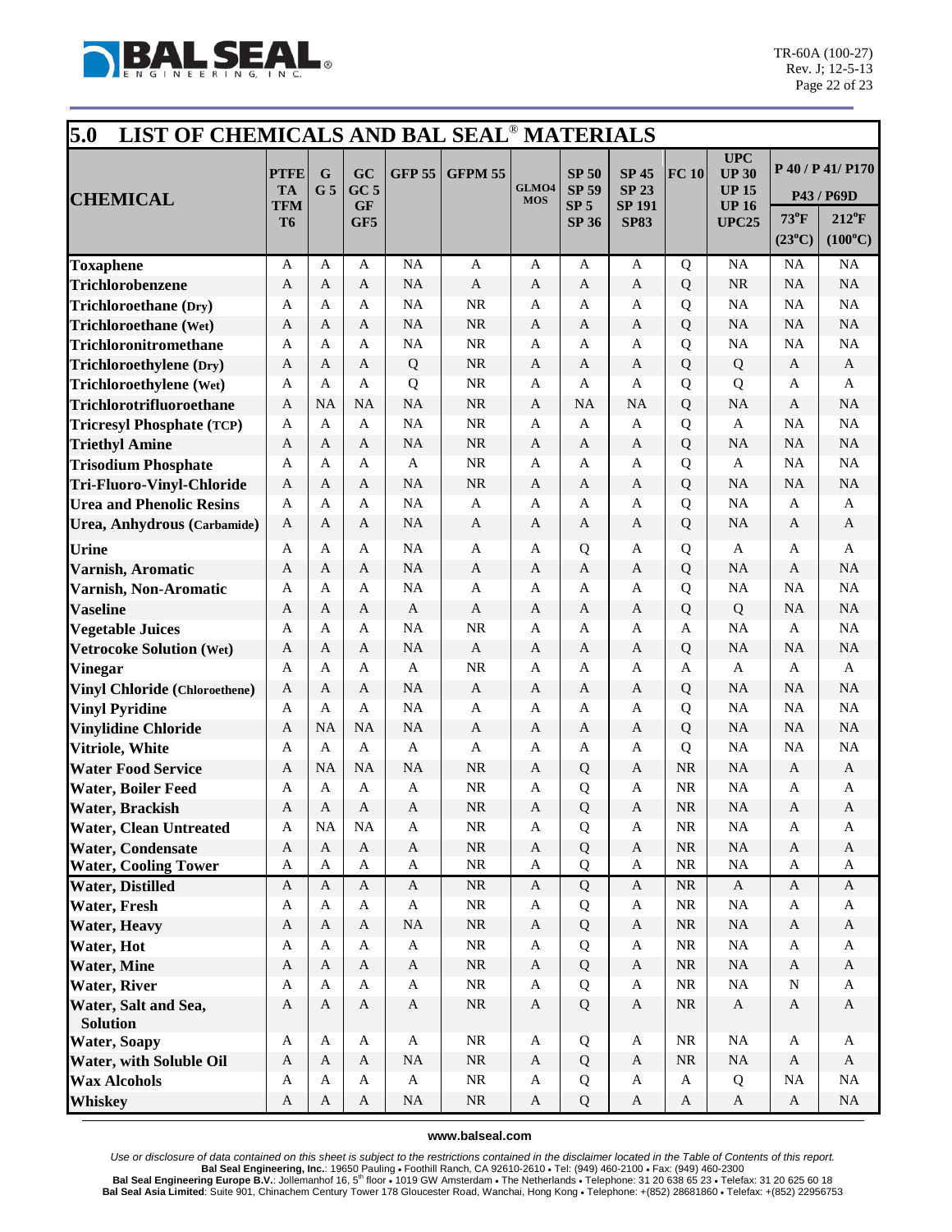## 5.0 LIST OF CHEMICALS AND BAL SEAL® MATERIALS

| CHEMICAL | PTFE TA TFM T6 | G G 5 | GC GC 5 GF GF5 | GFP 55 | GFPM 55 | GLMO4 MOS | SP 50 SP 59 SP 5 SP 36 | SP 45 SP 23 SP 191 SP83 | FC 10 | UPC UP 30 UP 15 UP 16 UPC25 | P 40 / P 41/ P170 P43 / P69D | |
|---|---|---|---|---|---|---|---|---|---|---|---|---|
| | | | | | | | | | | | 73°F (23°C) | 212°F (100°C) |
| **Toxaphene** | A | A | A | NA | A | A | A | A | Q | NA | NA | NA |
| **Trichlorobenzene** | A | A | A | NA | A | A | A | A | Q | NR | NA | NA |
| **Trichloroethane (Dry)** | A | A | A | NA | NR | A | A | A | Q | NA | NA | NA |
| **Trichloroethane (Wet)** | A | A | A | NA | NR | A | A | A | Q | NA | NA | NA |
| **Trichloronitromethane** | A | A | A | NA | NR | A | A | A | Q | NA | NA | NA |
| **Trichloroethylene (Dry)** | A | A | A | Q | NR | A | A | A | Q | Q | A | A |
| **Trichloroethylene (Wet)** | A | A | A | Q | NR | A | A | A | Q | Q | A | A |
| **Trichlorotrifluoroethane** | A | NA | NA | NA | NR | A | NA | NA | Q | NA | A | NA |
| **Tricresyl Phosphate (TCP)** | A | A | A | NA | NR | A | A | A | Q | A | NA | NA |
| **Triethyl Amine** | A | A | A | NA | NR | A | A | A | Q | NA | NA | NA |
| **Trisodium Phosphate** | A | A | A | A | NR | A | A | A | Q | A | NA | NA |
| **Tri-Fluoro-Vinyl-Chloride** | A | A | A | NA | NR | A | A | A | Q | NA | NA | NA |
| **Urea and Phenolic Resins** | A | A | A | NA | A | A | A | A | Q | NA | A | A |
| **Urea, Anhydrous (Carbamide)** | A | A | A | NA | A | A | A | A | Q | NA | A | A |
| **Urine** | A | A | A | NA | A | A | Q | A | Q | A | A | A |
| **Varnish, Aromatic** | A | A | A | NA | A | A | A | A | Q | NA | A | NA |
| **Varnish, Non-Aromatic** | A | A | A | NA | A | A | A | A | Q | NA | NA | NA |
| **Vaseline** | A | A | A | A | A | A | A | A | Q | Q | NA | NA |
| **Vegetable Juices** | A | A | A | NA | NR | A | A | A | A | NA | A | NA |
| **Vetrocoke Solution (Wet)** | A | A | A | NA | A | A | A | A | Q | NA | NA | NA |
| **Vinegar** | A | A | A | A | NR | A | A | A | A | A | A | A |
| **Vinyl Chloride (Chloroethene)** | A | A | A | NA | A | A | A | A | Q | NA | NA | NA |
| **Vinyl Pyridine** | A | A | A | NA | A | A | A | A | Q | NA | NA | NA |
| **Vinylidine Chloride** | A | NA | NA | NA | A | A | A | A | Q | NA | NA | NA |
| **Vitriole, White** | A | A | A | A | A | A | A | A | Q | NA | NA | NA |
| **Water Food Service** | A | NA | NA | NA | NR | A | Q | A | NR | NA | A | A |
| **Water, Boiler Feed** | A | A | A | A | NR | A | Q | A | NR | NA | A | A |
| **Water, Brackish** | A | A | A | A | NR | A | Q | A | NR | NA | A | A |
| **Water, Clean Untreated** | A | NA | NA | A | NR | A | Q | A | NR | NA | A | A |
| **Water, Condensate** | A | A | A | A | NR | A | Q | A | NR | NA | A | A |
| **Water, Cooling Tower** | A | A | A | A | NR | A | Q | A | NR | NA | A | A |
| **Water, Distilled** | A | A | A | A | NR | A | Q | A | NR | A | A | A |
| **Water, Fresh** | A | A | A | A | NR | A | Q | A | NR | NA | A | A |
| **Water, Heavy** | A | A | A | NA | NR | A | Q | A | NR | NA | A | A |
| **Water, Hot** | A | A | A | A | NR | A | Q | A | NR | NA | A | A |
| **Water, Mine** | A | A | A | A | NR | A | Q | A | NR | NA | A | A |
| **Water, River** | A | A | A | A | NR | A | Q | A | NR | NA | N | A |
| **Water, Salt and Sea, Solution** | A | A | A | A | NR | A | Q | A | NR | A | A | A |
| **Water, Soapy** | A | A | A | A | NR | A | Q | A | NR | NA | A | A |
| **Water, with Soluble Oil** | A | A | A | NA | NR | A | Q | A | NR | NA | A | A |
| **Wax Alcohols** | A | A | A | A | NR | A | Q | A | A | Q | NA | NA |
| **Whiskey** | A | A | A | NA | NR | A | Q | A | A | A | A | NA |

www.balseal.com

*Use or disclosure of data contained on this sheet is subject to the restrictions contained in the disclaimer located in the Table of Contents of this report.*

**Bal Seal Engineering, Inc.**: 19650 Pauling • Foothill Ranch, CA 92610-2610 • Tel: (949) 460-2100 • Fax: (949) 460-2300
**Bal Seal Engineering Europe B.V.**: Jollemanhof 16, 5th floor • 1019 GW Amsterdam • The Netherlands • Telephone: 31 20 638 65 23 • Telefax: 31 20 625 60 18
**Bal Seal Asia Limited**: Suite 901, Chinachem Century Tower 178 Gloucester Road, Wanchai, Hong Kong • Telephone: +(852) 28681860 • Telefax: +(852) 22956753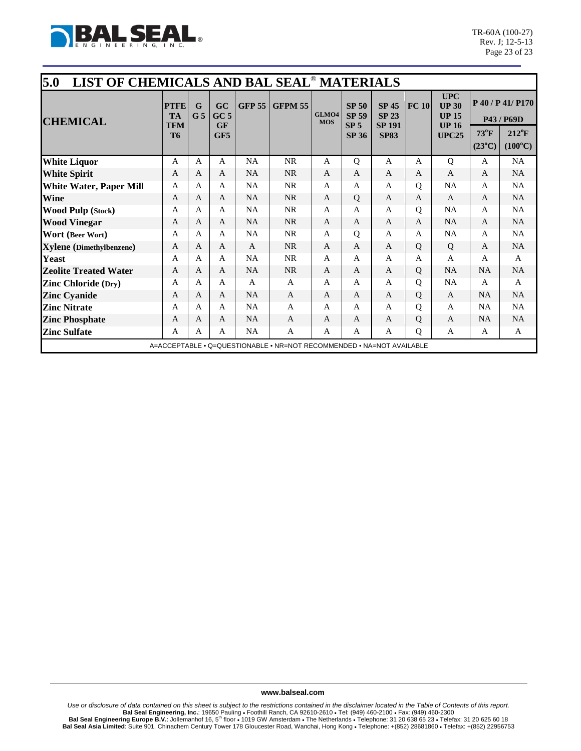## 5.0 LIST OF CHEMICALS AND BAL SEAL® MATERIALS

| CHEMICAL | PTFE TA TFM T6 | G G 5 | GC GC 5 GF GF5 | GFP 55 | GFPM 55 | GLMO4 MOS | SP 50 SP 59 SP 5 SP 36 | SP 45 SP 23 SP 191 SP83 | FC 10 | UPC UP 30 UP 15 UP 16 UPC25 | P 40 / P 41/ P170 P43 / P69D 73°F (23°C) | P 40 / P 41/ P170 P43 / P69D 212°F (100°C) |
|---|---|---|---|---|---|---|---|---|---|---|---|---|
| **White Liquor** | A | A | A | NA | NR | A | Q | A | A | Q | A | NA |
| **White Spirit** | A | A | A | NA | NR | A | A | A | A | A | A | NA |
| **White Water, Paper Mill** | A | A | A | NA | NR | A | A | A | Q | NA | A | NA |
| **Wine** | A | A | A | NA | NR | A | Q | A | A | A | A | NA |
| **Wood Pulp (Stock)** | A | A | A | NA | NR | A | A | A | Q | NA | A | NA |
| **Wood Vinegar** | A | A | A | NA | NR | A | A | A | A | NA | A | NA |
| **Wort (Beer Wort)** | A | A | A | NA | NR | A | Q | A | A | NA | A | NA |
| **Xylene (Dimethylbenzene)** | A | A | A | A | NR | A | A | A | Q | Q | A | NA |
| **Yeast** | A | A | A | NA | NR | A | A | A | A | A | A | A |
| **Zeolite Treated Water** | A | A | A | NA | NR | A | A | A | Q | NA | NA | NA |
| **Zinc Chloride (Dry)** | A | A | A | A | A | A | A | A | Q | NA | A | A |
| **Zinc Cyanide** | A | A | A | NA | A | A | A | A | Q | A | NA | NA |
| **Zinc Nitrate** | A | A | A | NA | A | A | A | A | Q | A | NA | NA |
| **Zinc Phosphate** | A | A | A | NA | A | A | A | A | Q | A | NA | NA |
| **Zinc Sulfate** | A | A | A | NA | A | A | A | A | Q | A | A | A |

A=ACCEPTABLE • Q=QUESTIONABLE • NR=NOT RECOMMENDED • NA=NOT AVAILABLE